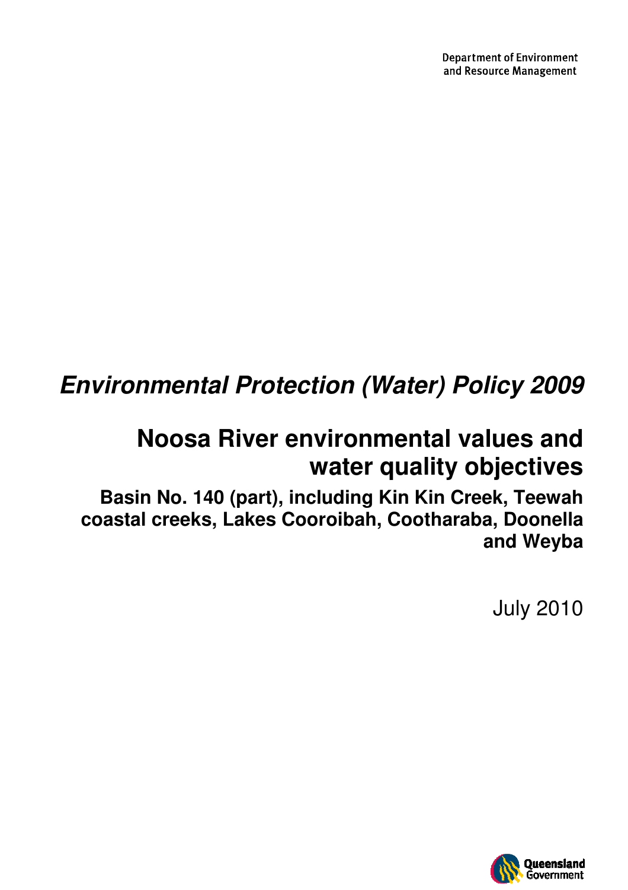Department of Environment and Resource Management

# *Environmental Protection (Water) Policy 2009*

## Noosa River environmental values and water quality objectives

### Basin No. 140 (part), including Kin Kin Creek, Teewah coastal creeks, Lakes Cooroibah, Cootharaba, Doonella and Weyba

July 2010

Queensland Government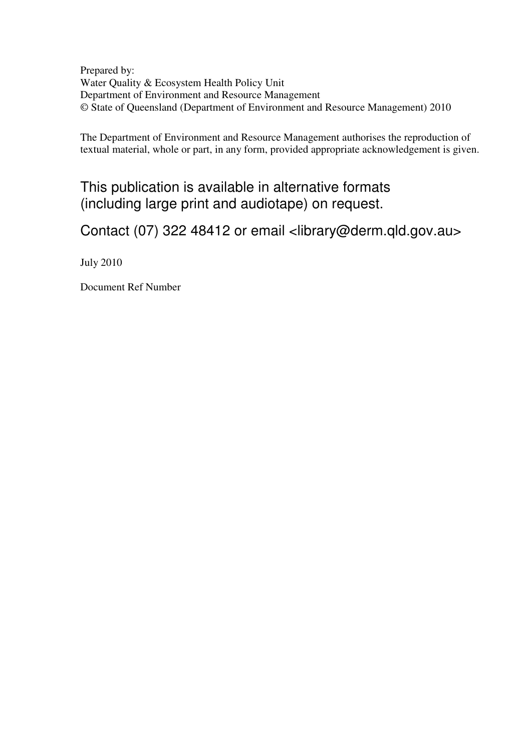Prepared by:
Water Quality & Ecosystem Health Policy Unit
Department of Environment and Resource Management
© State of Queensland (Department of Environment and Resource Management) 2010

The Department of Environment and Resource Management authorises the reproduction of textual material, whole or part, in any form, provided appropriate acknowledgement is given.

This publication is available in alternative formats (including large print and audiotape) on request.

Contact (07) 322 48412 or email <library@derm.qld.gov.au>

July 2010

Document Ref Number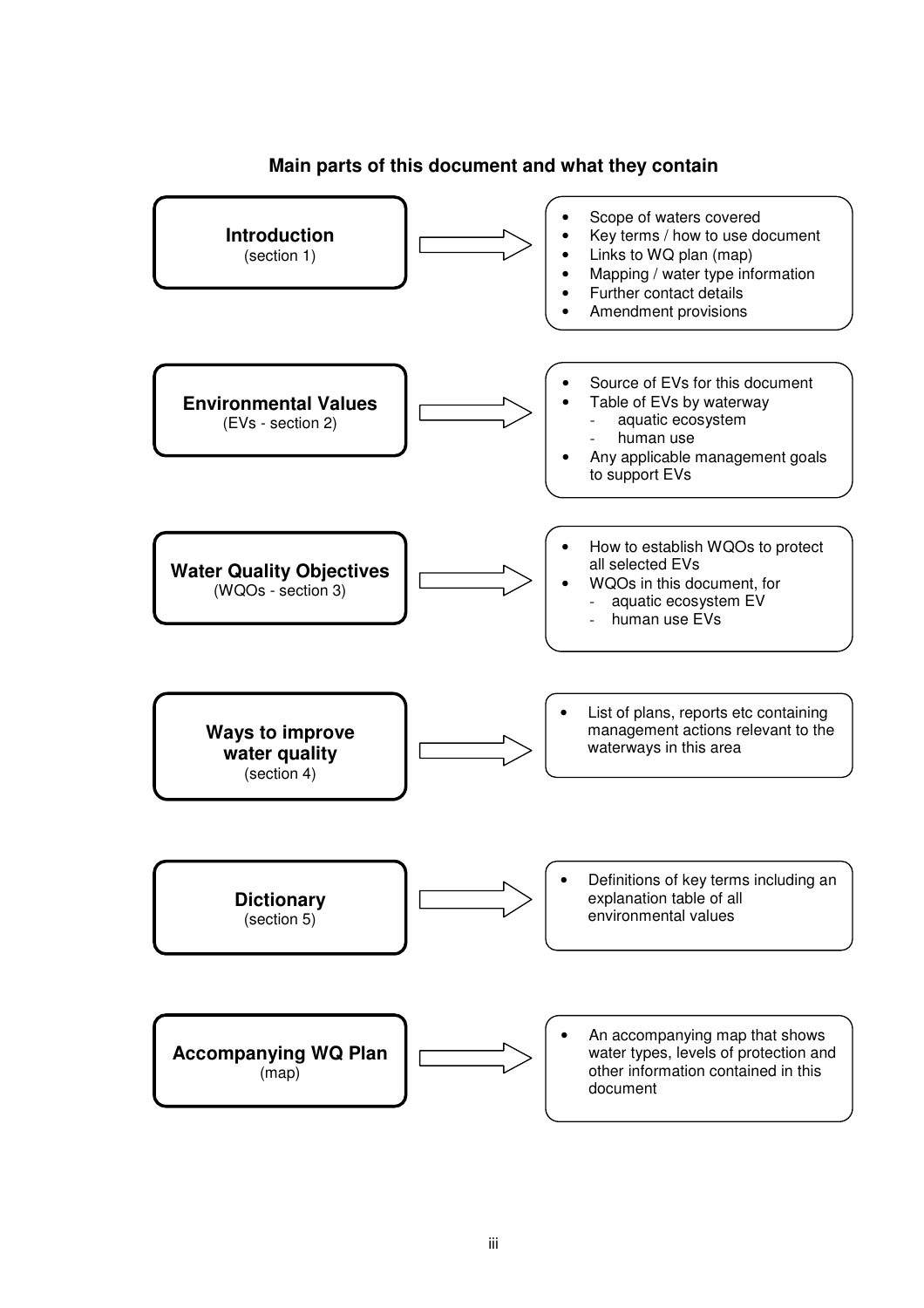## Main parts of this document and what they contain

**Introduction**
(section 1)

- Scope of waters covered
- Key terms / how to use document
- Links to WQ plan (map)
- Mapping / water type information
- Further contact details
- Amendment provisions

**Environmental Values**
(EVs - section 2)

- Source of EVs for this document
- Table of EVs by waterway
    - aquatic ecosystem
    - human use
- Any applicable management goals to support EVs

**Water Quality Objectives**
(WQOs - section 3)

- How to establish WQOs to protect all selected EVs
- WQOs in this document, for
    - aquatic ecosystem EV
    - human use EVs

**Ways to improve water quality**
(section 4)

- List of plans, reports etc containing management actions relevant to the waterways in this area

**Dictionary**
(section 5)

- Definitions of key terms including an explanation table of all environmental values

**Accompanying WQ Plan**
(map)

- An accompanying map that shows water types, levels of protection and other information contained in this document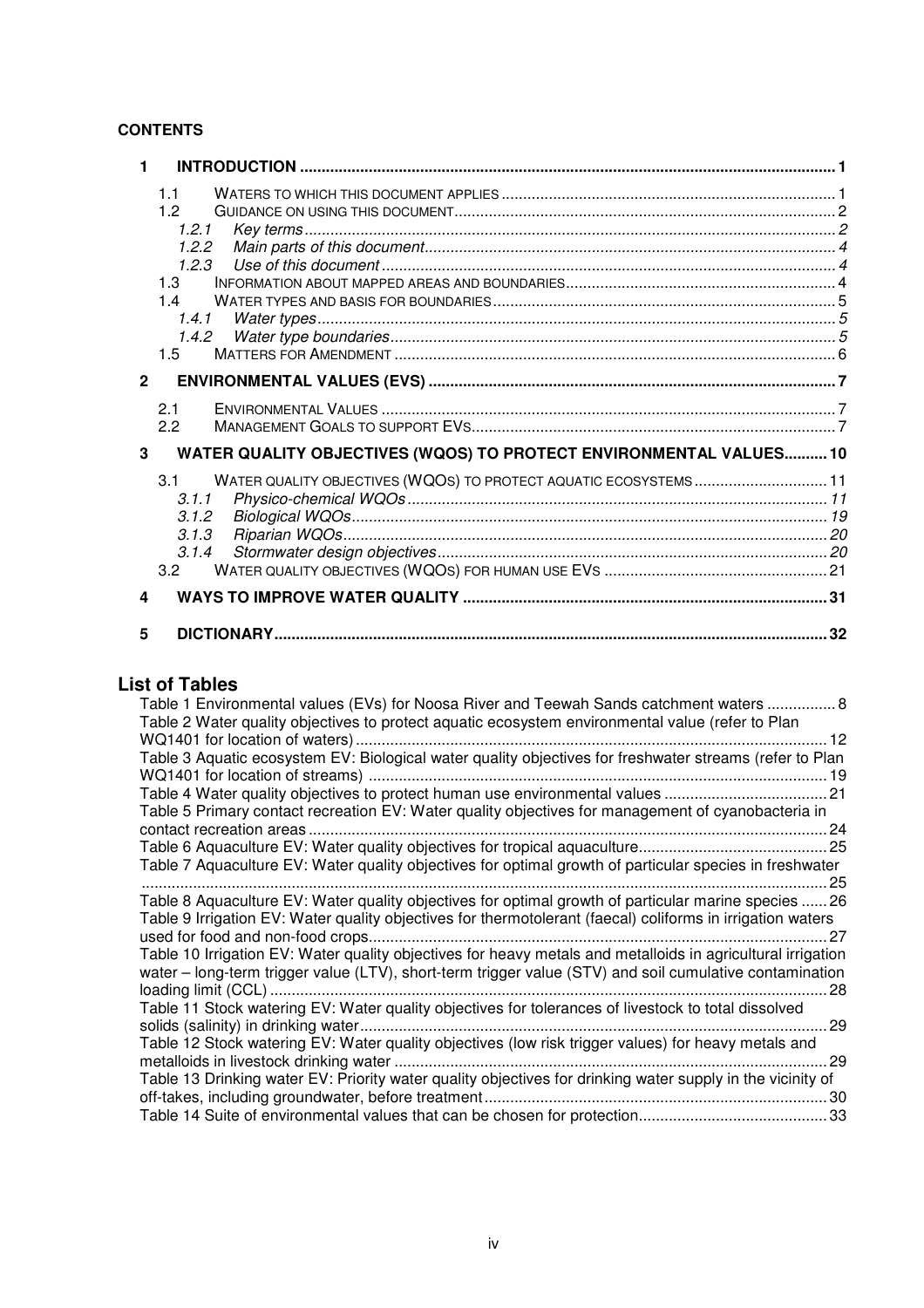**CONTENTS**

1 INTRODUCTION ... 1
- 1.1 WATERS TO WHICH THIS DOCUMENT APPLIES ... 1
- 1.2 GUIDANCE ON USING THIS DOCUMENT ... 2
  - *1.2.1 Key terms* ... 2
  - *1.2.2 Main parts of this document* ... 4
  - *1.2.3 Use of this document* ... 4
- 1.3 INFORMATION ABOUT MAPPED AREAS AND BOUNDARIES ... 4
- 1.4 WATER TYPES AND BASIS FOR BOUNDARIES ... 5
  - *1.4.1 Water types* ... 5
  - *1.4.2 Water type boundaries* ... 5
- 1.5 MATTERS FOR AMENDMENT ... 6

2 ENVIRONMENTAL VALUES (EVS) ... 7
- 2.1 ENVIRONMENTAL VALUES ... 7
- 2.2 MANAGEMENT GOALS TO SUPPORT EVS ... 7

3 WATER QUALITY OBJECTIVES (WQOS) TO PROTECT ENVIRONMENTAL VALUES ... 10
- 3.1 WATER QUALITY OBJECTIVES (WQOS) TO PROTECT AQUATIC ECOSYSTEMS ... 11
  - *3.1.1 Physico-chemical WQOs* ... 11
  - *3.1.2 Biological WQOs* ... 19
  - *3.1.3 Riparian WQOs* ... 20
  - *3.1.4 Stormwater design objectives* ... 20
- 3.2 WATER QUALITY OBJECTIVES (WQOS) FOR HUMAN USE EVS ... 21

4 WAYS TO IMPROVE WATER QUALITY ... 31

5 DICTIONARY ... 32

## List of Tables

Table 1 Environmental values (EVs) for Noosa River and Teewah Sands catchment waters ... 8

Table 2 Water quality objectives to protect aquatic ecosystem environmental value (refer to Plan WQ1401 for location of waters) ... 12

Table 3 Aquatic ecosystem EV: Biological water quality objectives for freshwater streams (refer to Plan WQ1401 for location of streams) ... 19

Table 4 Water quality objectives to protect human use environmental values ... 21

Table 5 Primary contact recreation EV: Water quality objectives for management of cyanobacteria in contact recreation areas ... 24

Table 6 Aquaculture EV: Water quality objectives for tropical aquaculture ... 25

Table 7 Aquaculture EV: Water quality objectives for optimal growth of particular species in freshwater ... 25

Table 8 Aquaculture EV: Water quality objectives for optimal growth of particular marine species ... 26

Table 9 Irrigation EV: Water quality objectives for thermotolerant (faecal) coliforms in irrigation waters used for food and non-food crops ... 27

Table 10 Irrigation EV: Water quality objectives for heavy metals and metalloids in agricultural irrigation water – long-term trigger value (LTV), short-term trigger value (STV) and soil cumulative contamination loading limit (CCL) ... 28

Table 11 Stock watering EV: Water quality objectives for tolerances of livestock to total dissolved solids (salinity) in drinking water ... 29

Table 12 Stock watering EV: Water quality objectives (low risk trigger values) for heavy metals and metalloids in livestock drinking water ... 29

Table 13 Drinking water EV: Priority water quality objectives for drinking water supply in the vicinity of off-takes, including groundwater, before treatment ... 30

Table 14 Suite of environmental values that can be chosen for protection ... 33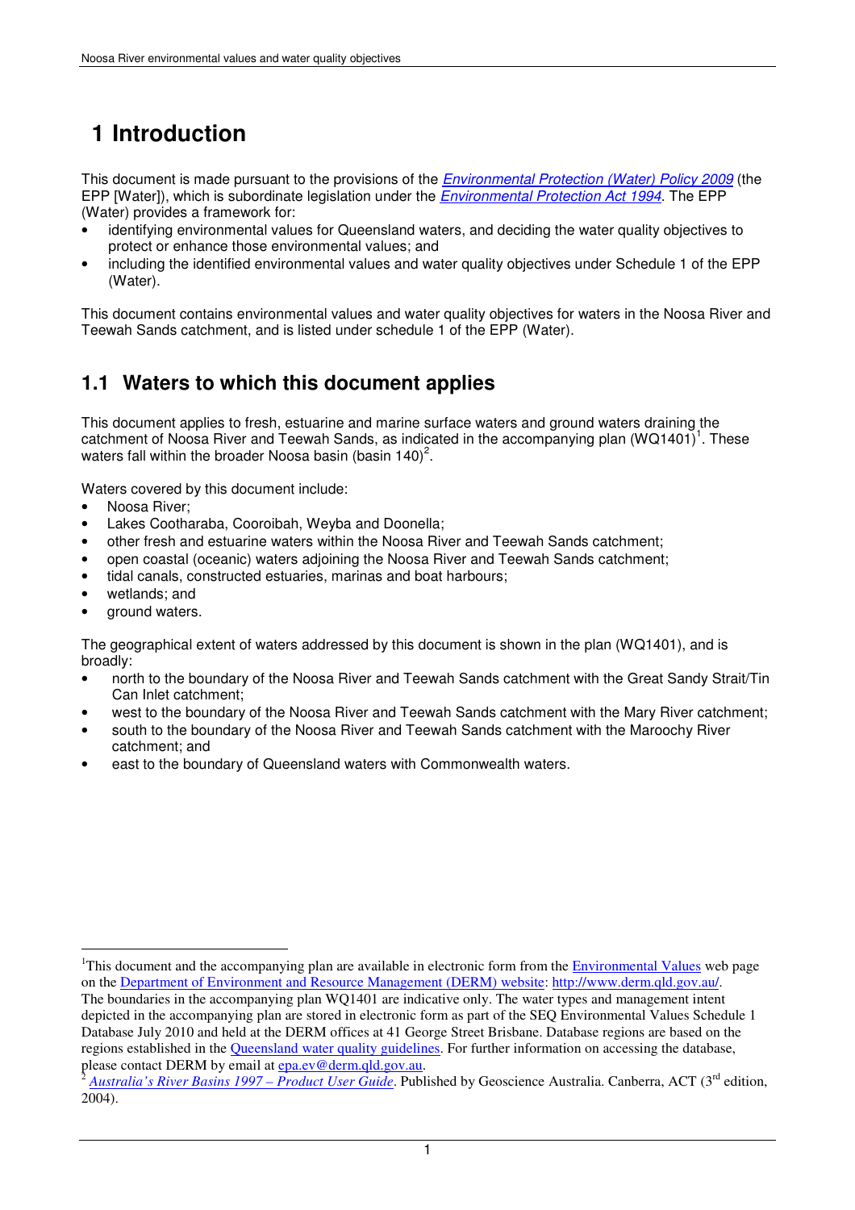# 1 Introduction

This document is made pursuant to the provisions of the *Environmental Protection (Water) Policy 2009* (the EPP [Water]), which is subordinate legislation under the *Environmental Protection Act 1994*. The EPP (Water) provides a framework for:

- identifying environmental values for Queensland waters, and deciding the water quality objectives to protect or enhance those environmental values; and
- including the identified environmental values and water quality objectives under Schedule 1 of the EPP (Water).

This document contains environmental values and water quality objectives for waters in the Noosa River and Teewah Sands catchment, and is listed under schedule 1 of the EPP (Water).

## 1.1 Waters to which this document applies

This document applies to fresh, estuarine and marine surface waters and ground waters draining the catchment of Noosa River and Teewah Sands, as indicated in the accompanying plan (WQ1401)[1]. These waters fall within the broader Noosa basin (basin 140)[2].

Waters covered by this document include:

- Noosa River;
- Lakes Cootharaba, Cooroibah, Weyba and Doonella;
- other fresh and estuarine waters within the Noosa River and Teewah Sands catchment;
- open coastal (oceanic) waters adjoining the Noosa River and Teewah Sands catchment;
- tidal canals, constructed estuaries, marinas and boat harbours;
- wetlands; and
- ground waters.

The geographical extent of waters addressed by this document is shown in the plan (WQ1401), and is broadly:

- north to the boundary of the Noosa River and Teewah Sands catchment with the Great Sandy Strait/Tin Can Inlet catchment;
- west to the boundary of the Noosa River and Teewah Sands catchment with the Mary River catchment;
- south to the boundary of the Noosa River and Teewah Sands catchment with the Maroochy River catchment; and
- east to the boundary of Queensland waters with Commonwealth waters.

---

[1] This document and the accompanying plan are available in electronic form from the Environmental Values web page on the Department of Environment and Resource Management (DERM) website: http://www.derm.qld.gov.au/. The boundaries in the accompanying plan WQ1401 are indicative only. The water types and management intent depicted in the accompanying plan are stored in electronic form as part of the SEQ Environmental Values Schedule 1 Database July 2010 and held at the DERM offices at 41 George Street Brisbane. Database regions are based on the regions established in the Queensland water quality guidelines. For further information on accessing the database, please contact DERM by email at epa.ev@derm.qld.gov.au.

[2] *Australia's River Basins 1997 – Product User Guide*. Published by Geoscience Australia. Canberra, ACT (3rd edition, 2004).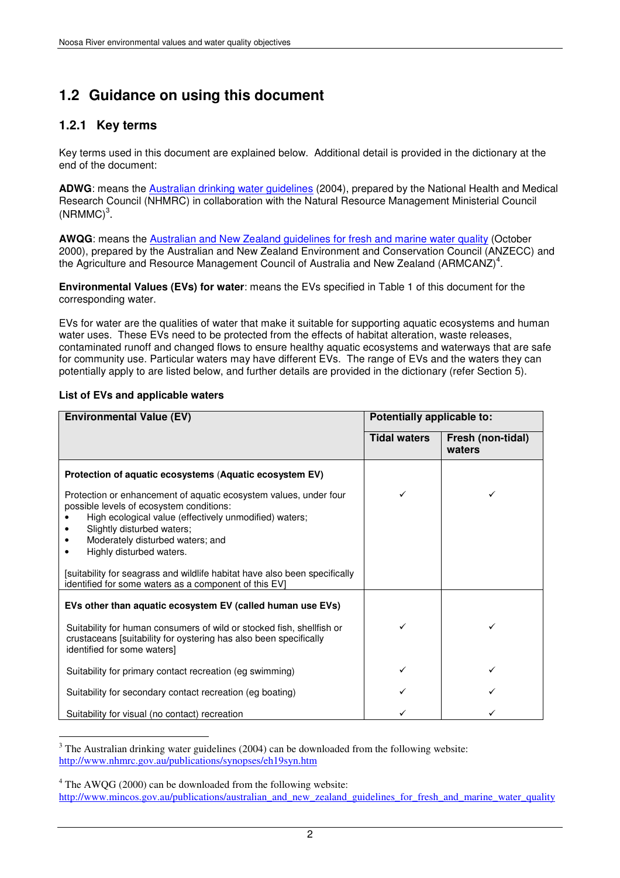## 1.2 Guidance on using this document

### 1.2.1 Key terms

Key terms used in this document are explained below. Additional detail is provided in the dictionary at the end of the document:

**ADWG**: means the Australian drinking water guidelines (2004), prepared by the National Health and Medical Research Council (NHMRC) in collaboration with the Natural Resource Management Ministerial Council (NRMMC)[3].

**AWQG**: means the Australian and New Zealand guidelines for fresh and marine water quality (October 2000), prepared by the Australian and New Zealand Environment and Conservation Council (ANZECC) and the Agriculture and Resource Management Council of Australia and New Zealand (ARMCANZ)[4].

**Environmental Values (EVs) for water**: means the EVs specified in Table 1 of this document for the corresponding water.

EVs for water are the qualities of water that make it suitable for supporting aquatic ecosystems and human water uses. These EVs need to be protected from the effects of habitat alteration, waste releases, contaminated runoff and changed flows to ensure healthy aquatic ecosystems and waterways that are safe for community use. Particular waters may have different EVs. The range of EVs and the waters they can potentially apply to are listed below, and further details are provided in the dictionary (refer Section 5).

**List of EVs and applicable waters**

| Environmental Value (EV) | Potentially applicable to: | |
|---|---|---|
| | **Tidal waters** | **Fresh (non-tidal) waters** |
| **Protection of aquatic ecosystems (Aquatic ecosystem EV)** | | |
| Protection or enhancement of aquatic ecosystem values, under four possible levels of ecosystem conditions:<br>• High ecological value (effectively unmodified) waters;<br>• Slightly disturbed waters;<br>• Moderately disturbed waters; and<br>• Highly disturbed waters.<br><br>[suitability for seagrass and wildlife habitat have also been specifically identified for some waters as a component of this EV] | ✓ | ✓ |
| **EVs other than aquatic ecosystem EV (called human use EVs)** | | |
| Suitability for human consumers of wild or stocked fish, shellfish or crustaceans [suitability for oystering has also been specifically identified for some waters] | ✓ | ✓ |
| Suitability for primary contact recreation (eg swimming) | ✓ | ✓ |
| Suitability for secondary contact recreation (eg boating) | ✓ | ✓ |
| Suitability for visual (no contact) recreation | ✓ | ✓ |

[3] The Australian drinking water guidelines (2004) can be downloaded from the following website: http://www.nhmrc.gov.au/publications/synopses/eh19syn.htm

[4] The AWQG (2000) can be downloaded from the following website: http://www.mincos.gov.au/publications/australian_and_new_zealand_guidelines_for_fresh_and_marine_water_quality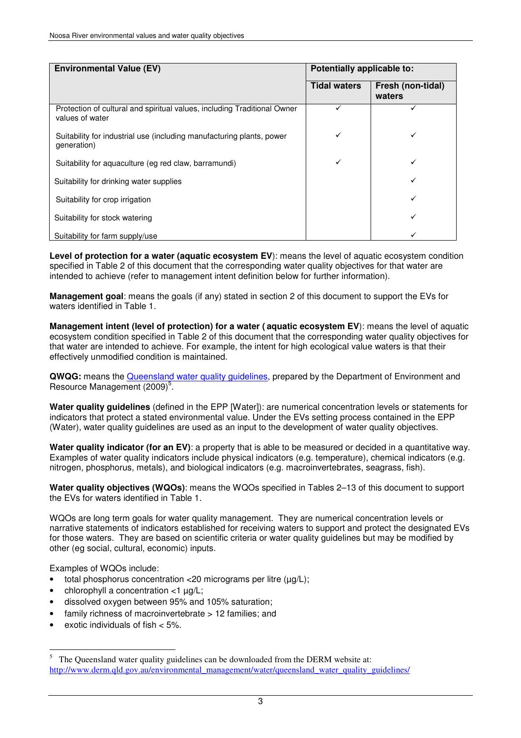| Environmental Value (EV) | Potentially applicable to: | |
|---|---|---|
| | **Tidal waters** | **Fresh (non-tidal) waters** |
| Protection of cultural and spiritual values, including Traditional Owner values of water | ✓ | ✓ |
| Suitability for industrial use (including manufacturing plants, power generation) | ✓ | ✓ |
| Suitability for aquaculture (eg red claw, barramundi) | ✓ | ✓ |
| Suitability for drinking water supplies | | ✓ |
| Suitability for crop irrigation | | ✓ |
| Suitability for stock watering | | ✓ |
| Suitability for farm supply/use | | ✓ |

**Level of protection for a water (aquatic ecosystem EV)**: means the level of aquatic ecosystem condition specified in Table 2 of this document that the corresponding water quality objectives for that water are intended to achieve (refer to management intent definition below for further information).

**Management goal**: means the goals (if any) stated in section 2 of this document to support the EVs for waters identified in Table 1.

**Management intent (level of protection) for a water ( aquatic ecosystem EV)**: means the level of aquatic ecosystem condition specified in Table 2 of this document that the corresponding water quality objectives for that water are intended to achieve. For example, the intent for high ecological value waters is that their effectively unmodified condition is maintained.

**QWQG:** means the Queensland water quality guidelines, prepared by the Department of Environment and Resource Management (2009)[5].

**Water quality guidelines** (defined in the EPP [Water]): are numerical concentration levels or statements for indicators that protect a stated environmental value. Under the EVs setting process contained in the EPP (Water), water quality guidelines are used as an input to the development of water quality objectives.

**Water quality indicator (for an EV)**: a property that is able to be measured or decided in a quantitative way. Examples of water quality indicators include physical indicators (e.g. temperature), chemical indicators (e.g. nitrogen, phosphorus, metals), and biological indicators (e.g. macroinvertebrates, seagrass, fish).

**Water quality objectives (WQOs)**: means the WQOs specified in Tables 2–13 of this document to support the EVs for waters identified in Table 1.

WQOs are long term goals for water quality management. They are numerical concentration levels or narrative statements of indicators established for receiving waters to support and protect the designated EVs for those waters. They are based on scientific criteria or water quality guidelines but may be modified by other (eg social, cultural, economic) inputs.

Examples of WQOs include:

- total phosphorus concentration <20 micrograms per litre (µg/L);
- chlorophyll a concentration <1 µg/L;
- dissolved oxygen between 95% and 105% saturation;
- family richness of macroinvertebrate > 12 families; and
- exotic individuals of fish < 5%.

[5] The Queensland water quality guidelines can be downloaded from the DERM website at: http://www.derm.qld.gov.au/environmental_management/water/queensland_water_quality_guidelines/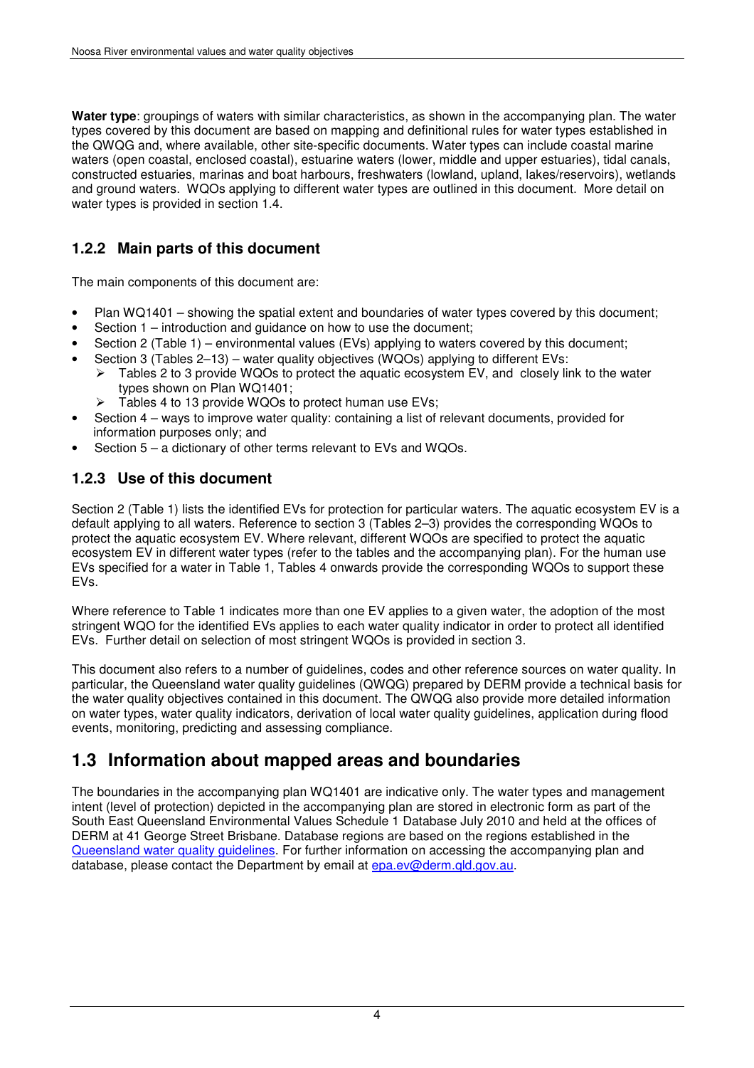**Water type**: groupings of waters with similar characteristics, as shown in the accompanying plan. The water types covered by this document are based on mapping and definitional rules for water types established in the QWQG and, where available, other site-specific documents. Water types can include coastal marine waters (open coastal, enclosed coastal), estuarine waters (lower, middle and upper estuaries), tidal canals, constructed estuaries, marinas and boat harbours, freshwaters (lowland, upland, lakes/reservoirs), wetlands and ground waters. WQOs applying to different water types are outlined in this document. More detail on water types is provided in section 1.4.

### 1.2.2 Main parts of this document

The main components of this document are:

- Plan WQ1401 – showing the spatial extent and boundaries of water types covered by this document;
- Section 1 – introduction and guidance on how to use the document;
- Section 2 (Table 1) – environmental values (EVs) applying to waters covered by this document;
- Section 3 (Tables 2–13) – water quality objectives (WQOs) applying to different EVs:
  - Tables 2 to 3 provide WQOs to protect the aquatic ecosystem EV, and closely link to the water types shown on Plan WQ1401;
  - Tables 4 to 13 provide WQOs to protect human use EVs;
- Section 4 – ways to improve water quality: containing a list of relevant documents, provided for information purposes only; and
- Section 5 – a dictionary of other terms relevant to EVs and WQOs.

### 1.2.3 Use of this document

Section 2 (Table 1) lists the identified EVs for protection for particular waters. The aquatic ecosystem EV is a default applying to all waters. Reference to section 3 (Tables 2–3) provides the corresponding WQOs to protect the aquatic ecosystem EV. Where relevant, different WQOs are specified to protect the aquatic ecosystem EV in different water types (refer to the tables and the accompanying plan). For the human use EVs specified for a water in Table 1, Tables 4 onwards provide the corresponding WQOs to support these EVs.

Where reference to Table 1 indicates more than one EV applies to a given water, the adoption of the most stringent WQO for the identified EVs applies to each water quality indicator in order to protect all identified EVs. Further detail on selection of most stringent WQOs is provided in section 3.

This document also refers to a number of guidelines, codes and other reference sources on water quality. In particular, the Queensland water quality guidelines (QWQG) prepared by DERM provide a technical basis for the water quality objectives contained in this document. The QWQG also provide more detailed information on water types, water quality indicators, derivation of local water quality guidelines, application during flood events, monitoring, predicting and assessing compliance.

## 1.3 Information about mapped areas and boundaries

The boundaries in the accompanying plan WQ1401 are indicative only. The water types and management intent (level of protection) depicted in the accompanying plan are stored in electronic form as part of the South East Queensland Environmental Values Schedule 1 Database July 2010 and held at the offices of DERM at 41 George Street Brisbane. Database regions are based on the regions established in the Queensland water quality guidelines. For further information on accessing the accompanying plan and database, please contact the Department by email at epa.ev@derm.qld.gov.au.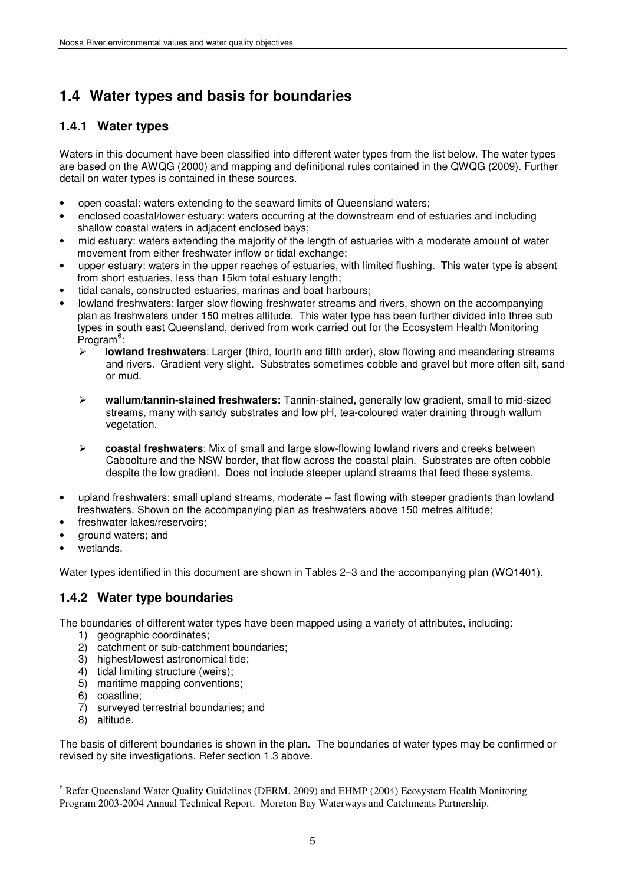## 1.4 Water types and basis for boundaries

### 1.4.1 Water types

Waters in this document have been classified into different water types from the list below. The water types are based on the AWQG (2000) and mapping and definitional rules contained in the QWQG (2009). Further detail on water types is contained in these sources.

- open coastal: waters extending to the seaward limits of Queensland waters;
- enclosed coastal/lower estuary: waters occurring at the downstream end of estuaries and including shallow coastal waters in adjacent enclosed bays;
- mid estuary: waters extending the majority of the length of estuaries with a moderate amount of water movement from either freshwater inflow or tidal exchange;
- upper estuary: waters in the upper reaches of estuaries, with limited flushing. This water type is absent from short estuaries, less than 15km total estuary length;
- tidal canals, constructed estuaries, marinas and boat harbours;
- lowland freshwaters: larger slow flowing freshwater streams and rivers, shown on the accompanying plan as freshwaters under 150 metres altitude. This water type has been further divided into three sub types in south east Queensland, derived from work carried out for the Ecosystem Health Monitoring Program[6]:
  - **lowland freshwaters**: Larger (third, fourth and fifth order), slow flowing and meandering streams and rivers. Gradient very slight. Substrates sometimes cobble and gravel but more often silt, sand or mud.
  - **wallum/tannin-stained freshwaters:** Tannin-stained**,** generally low gradient, small to mid-sized streams, many with sandy substrates and low pH, tea-coloured water draining through wallum vegetation.
  - **coastal freshwaters**: Mix of small and large slow-flowing lowland rivers and creeks between Caboolture and the NSW border, that flow across the coastal plain. Substrates are often cobble despite the low gradient. Does not include steeper upland streams that feed these systems.
- upland freshwaters: small upland streams, moderate – fast flowing with steeper gradients than lowland freshwaters. Shown on the accompanying plan as freshwaters above 150 metres altitude;
- freshwater lakes/reservoirs;
- ground waters; and
- wetlands.

Water types identified in this document are shown in Tables 2–3 and the accompanying plan (WQ1401).

### 1.4.2 Water type boundaries

The boundaries of different water types have been mapped using a variety of attributes, including:

1) geographic coordinates;
2) catchment or sub-catchment boundaries;
3) highest/lowest astronomical tide;
4) tidal limiting structure (weirs);
5) maritime mapping conventions;
6) coastline;
7) surveyed terrestrial boundaries; and
8) altitude.

The basis of different boundaries is shown in the plan. The boundaries of water types may be confirmed or revised by site investigations. Refer section 1.3 above.

[6] Refer Queensland Water Quality Guidelines (DERM, 2009) and EHMP (2004) Ecosystem Health Monitoring Program 2003-2004 Annual Technical Report. Moreton Bay Waterways and Catchments Partnership.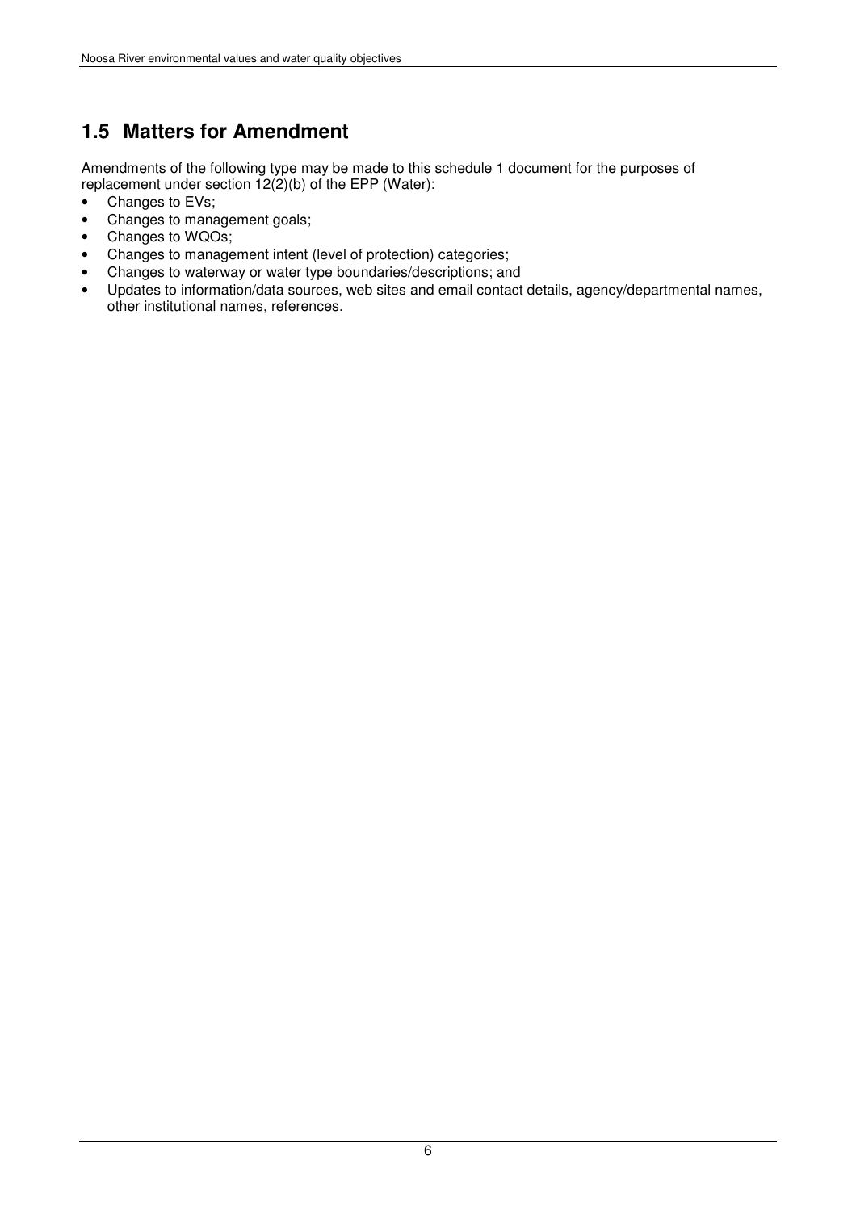## 1.5 Matters for Amendment

Amendments of the following type may be made to this schedule 1 document for the purposes of replacement under section 12(2)(b) of the EPP (Water):

- Changes to EVs;
- Changes to management goals;
- Changes to WQOs;
- Changes to management intent (level of protection) categories;
- Changes to waterway or water type boundaries/descriptions; and
- Updates to information/data sources, web sites and email contact details, agency/departmental names, other institutional names, references.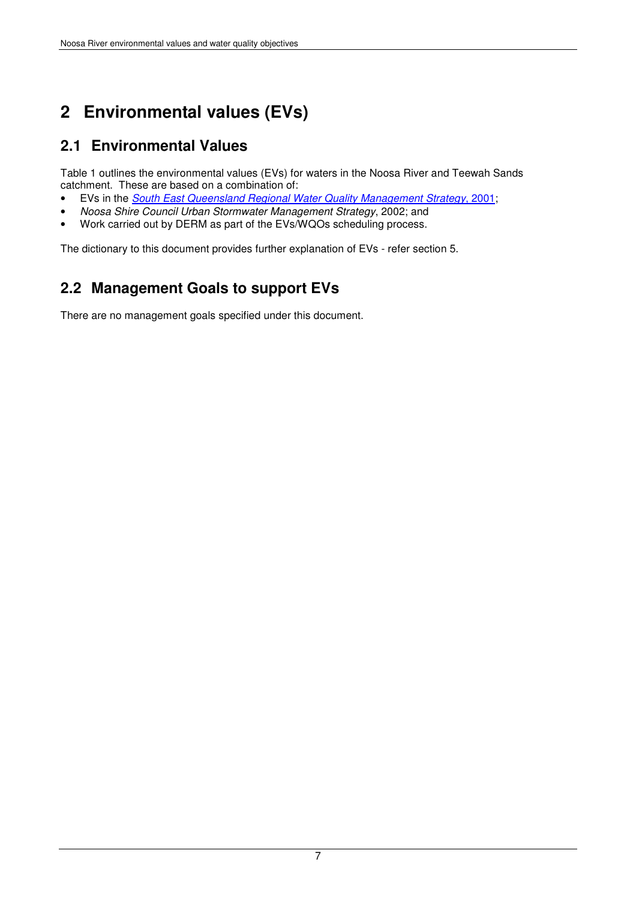# 2 Environmental values (EVs)

## 2.1 Environmental Values

Table 1 outlines the environmental values (EVs) for waters in the Noosa River and Teewah Sands catchment. These are based on a combination of:

- EVs in the *South East Queensland Regional Water Quality Management Strategy*, 2001;
- *Noosa Shire Council Urban Stormwater Management Strategy*, 2002; and
- Work carried out by DERM as part of the EVs/WQOs scheduling process.

The dictionary to this document provides further explanation of EVs - refer section 5.

## 2.2 Management Goals to support EVs

There are no management goals specified under this document.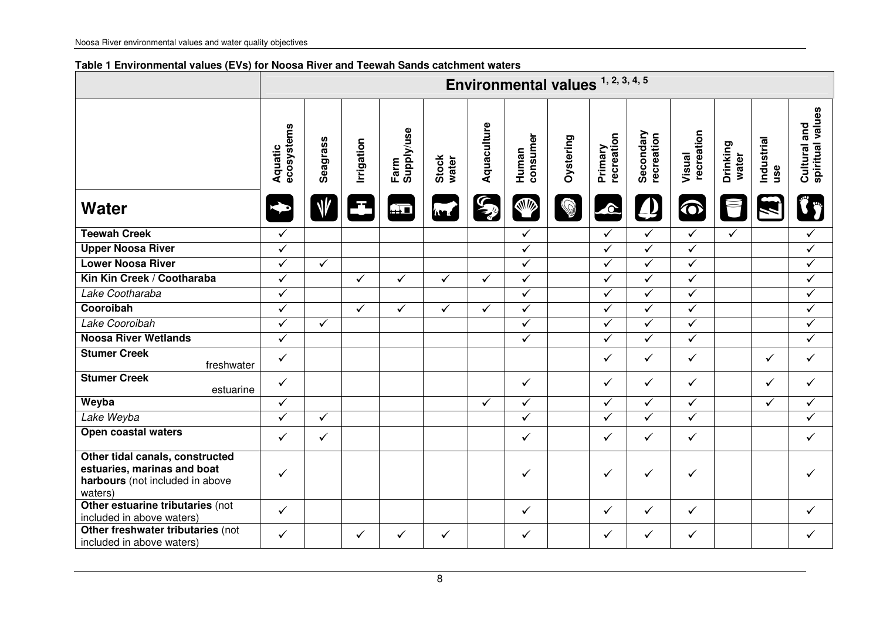**Table 1 Environmental values (EVs) for Noosa River and Teewah Sands catchment waters**

| Water | Environmental values [1, 2, 3, 4, 5] | | | | | | | | | | | | | |
|---|---|---|---|---|---|---|---|---|---|---|---|---|---|---|
| | Aquatic ecosystems | Seagrass | Irrigation | Farm Supply/use | Stock water | Aquaculture | Human consumer | Oystering | Primary recreation | Secondary recreation | Visual recreation | Drinking water | Industrial use | Cultural and spiritual values |
| **Teewah Creek** | ✓ | | | | | | ✓ | | ✓ | ✓ | ✓ | ✓ | | ✓ |
| **Upper Noosa River** | ✓ | | | | | | ✓ | | ✓ | ✓ | ✓ | | | ✓ |
| **Lower Noosa River** | ✓ | ✓ | | | | | ✓ | | ✓ | ✓ | ✓ | | | ✓ |
| **Kin Kin Creek / Cootharaba** | ✓ | | ✓ | ✓ | ✓ | ✓ | ✓ | | ✓ | ✓ | ✓ | | | ✓ |
| *Lake Cootharaba* | ✓ | | | | | | ✓ | | ✓ | ✓ | ✓ | | | ✓ |
| **Cooroibah** | ✓ | | ✓ | ✓ | ✓ | ✓ | ✓ | | ✓ | ✓ | ✓ | | | ✓ |
| *Lake Cooroibah* | ✓ | ✓ | | | | | ✓ | | ✓ | ✓ | ✓ | | | ✓ |
| **Noosa River Wetlands** | ✓ | | | | | | ✓ | | ✓ | ✓ | ✓ | | | ✓ |
| **Stumer Creek** freshwater | ✓ | | | | | | | | ✓ | ✓ | ✓ | | ✓ | ✓ |
| **Stumer Creek** estuarine | ✓ | | | | | | ✓ | | ✓ | ✓ | ✓ | | ✓ | ✓ |
| **Weyba** | ✓ | | | | | ✓ | ✓ | | ✓ | ✓ | ✓ | | ✓ | ✓ |
| *Lake Weyba* | ✓ | ✓ | | | | | ✓ | | ✓ | ✓ | ✓ | | | ✓ |
| **Open coastal waters** | ✓ | ✓ | | | | | ✓ | | ✓ | ✓ | ✓ | | | ✓ |
| **Other tidal canals, constructed estuaries, marinas and boat harbours** (not included in above waters) | ✓ | | | | | | ✓ | | ✓ | ✓ | ✓ | | | ✓ |
| **Other estuarine tributaries** (not included in above waters) | ✓ | | | | | | ✓ | | ✓ | ✓ | ✓ | | | ✓ |
| **Other freshwater tributaries** (not included in above waters) | ✓ | | ✓ | ✓ | ✓ | | ✓ | | ✓ | ✓ | ✓ | | | ✓ |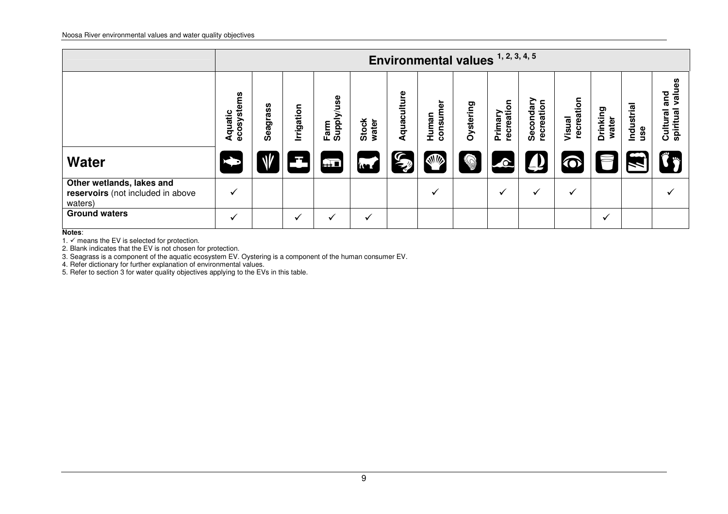| | Environmental values [1, 2, 3, 4, 5] | | | | | | | | | | | | | |
|---|---|---|---|---|---|---|---|---|---|---|---|---|---|---|
| **Water** | Aquatic ecosystems | Seagrass | Irrigation | Farm Supply/use | Stock water | Aquaculture | Human consumer | Oystering | Primary recreation | Secondary recreation | Visual recreation | Drinking water | Industrial use | Cultural and spiritual values |
| **Other wetlands, lakes and reservoirs** (not included in above waters) | ✓ | | | | | | ✓ | | ✓ | ✓ | ✓ | | | ✓ |
| **Ground waters** | ✓ | | ✓ | ✓ | ✓ | | | | | | | ✓ | | |

**Notes**:

1. ✓ means the EV is selected for protection.
2. Blank indicates that the EV is not chosen for protection.
3. Seagrass is a component of the aquatic ecosystem EV. Oystering is a component of the human consumer EV.
4. Refer dictionary for further explanation of environmental values.
5. Refer to section 3 for water quality objectives applying to the EVs in this table.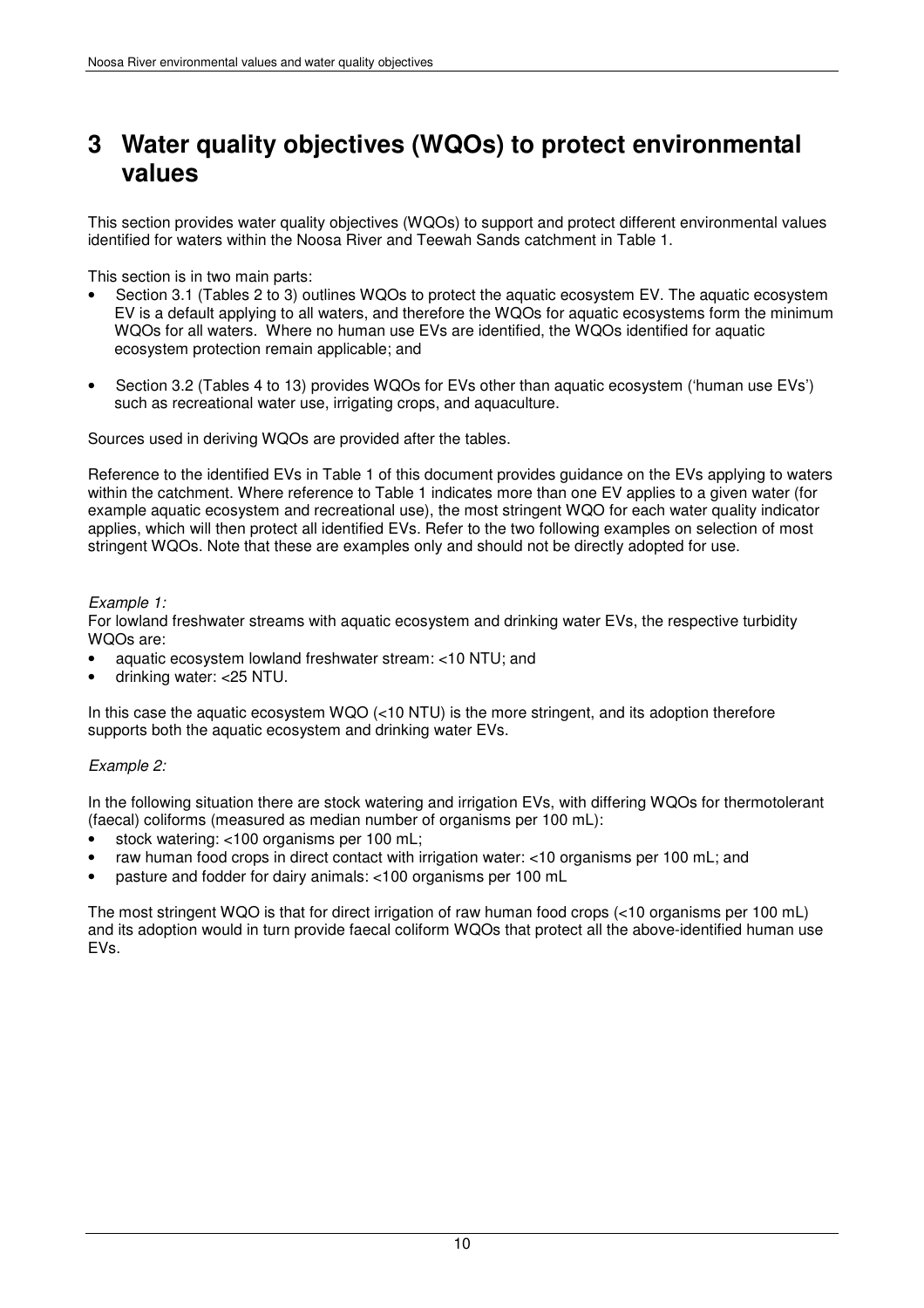# 3 Water quality objectives (WQOs) to protect environmental values

This section provides water quality objectives (WQOs) to support and protect different environmental values identified for waters within the Noosa River and Teewah Sands catchment in Table 1.

This section is in two main parts:

- Section 3.1 (Tables 2 to 3) outlines WQOs to protect the aquatic ecosystem EV. The aquatic ecosystem EV is a default applying to all waters, and therefore the WQOs for aquatic ecosystems form the minimum WQOs for all waters. Where no human use EVs are identified, the WQOs identified for aquatic ecosystem protection remain applicable; and

- Section 3.2 (Tables 4 to 13) provides WQOs for EVs other than aquatic ecosystem ('human use EVs') such as recreational water use, irrigating crops, and aquaculture.

Sources used in deriving WQOs are provided after the tables.

Reference to the identified EVs in Table 1 of this document provides guidance on the EVs applying to waters within the catchment. Where reference to Table 1 indicates more than one EV applies to a given water (for example aquatic ecosystem and recreational use), the most stringent WQO for each water quality indicator applies, which will then protect all identified EVs. Refer to the two following examples on selection of most stringent WQOs. Note that these are examples only and should not be directly adopted for use.

*Example 1:*

For lowland freshwater streams with aquatic ecosystem and drinking water EVs, the respective turbidity WQOs are:

- aquatic ecosystem lowland freshwater stream: <10 NTU; and
- drinking water: <25 NTU.

In this case the aquatic ecosystem WQO (<10 NTU) is the more stringent, and its adoption therefore supports both the aquatic ecosystem and drinking water EVs.

*Example 2:*

In the following situation there are stock watering and irrigation EVs, with differing WQOs for thermotolerant (faecal) coliforms (measured as median number of organisms per 100 mL):

- stock watering: <100 organisms per 100 mL;
- raw human food crops in direct contact with irrigation water: <10 organisms per 100 mL; and
- pasture and fodder for dairy animals: <100 organisms per 100 mL

The most stringent WQO is that for direct irrigation of raw human food crops (<10 organisms per 100 mL) and its adoption would in turn provide faecal coliform WQOs that protect all the above-identified human use EVs.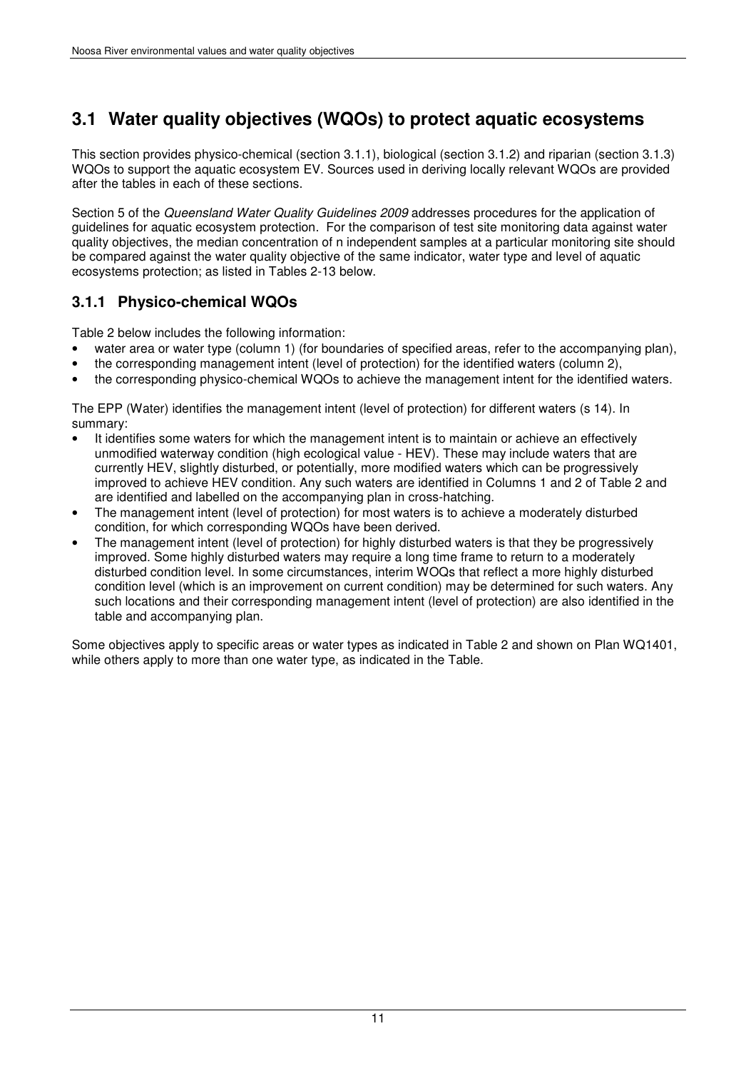## 3.1 Water quality objectives (WQOs) to protect aquatic ecosystems

This section provides physico-chemical (section 3.1.1), biological (section 3.1.2) and riparian (section 3.1.3) WQOs to support the aquatic ecosystem EV. Sources used in deriving locally relevant WQOs are provided after the tables in each of these sections.

Section 5 of the *Queensland Water Quality Guidelines 2009* addresses procedures for the application of guidelines for aquatic ecosystem protection. For the comparison of test site monitoring data against water quality objectives, the median concentration of n independent samples at a particular monitoring site should be compared against the water quality objective of the same indicator, water type and level of aquatic ecosystems protection; as listed in Tables 2-13 below.

### 3.1.1 Physico-chemical WQOs

Table 2 below includes the following information:

- water area or water type (column 1) (for boundaries of specified areas, refer to the accompanying plan),
- the corresponding management intent (level of protection) for the identified waters (column 2),
- the corresponding physico-chemical WQOs to achieve the management intent for the identified waters.

The EPP (Water) identifies the management intent (level of protection) for different waters (s 14). In summary:

- It identifies some waters for which the management intent is to maintain or achieve an effectively unmodified waterway condition (high ecological value - HEV). These may include waters that are currently HEV, slightly disturbed, or potentially, more modified waters which can be progressively improved to achieve HEV condition. Any such waters are identified in Columns 1 and 2 of Table 2 and are identified and labelled on the accompanying plan in cross-hatching.
- The management intent (level of protection) for most waters is to achieve a moderately disturbed condition, for which corresponding WQOs have been derived.
- The management intent (level of protection) for highly disturbed waters is that they be progressively improved. Some highly disturbed waters may require a long time frame to return to a moderately disturbed condition level. In some circumstances, interim WOQs that reflect a more highly disturbed condition level (which is an improvement on current condition) may be determined for such waters. Any such locations and their corresponding management intent (level of protection) are also identified in the table and accompanying plan.

Some objectives apply to specific areas or water types as indicated in Table 2 and shown on Plan WQ1401, while others apply to more than one water type, as indicated in the Table.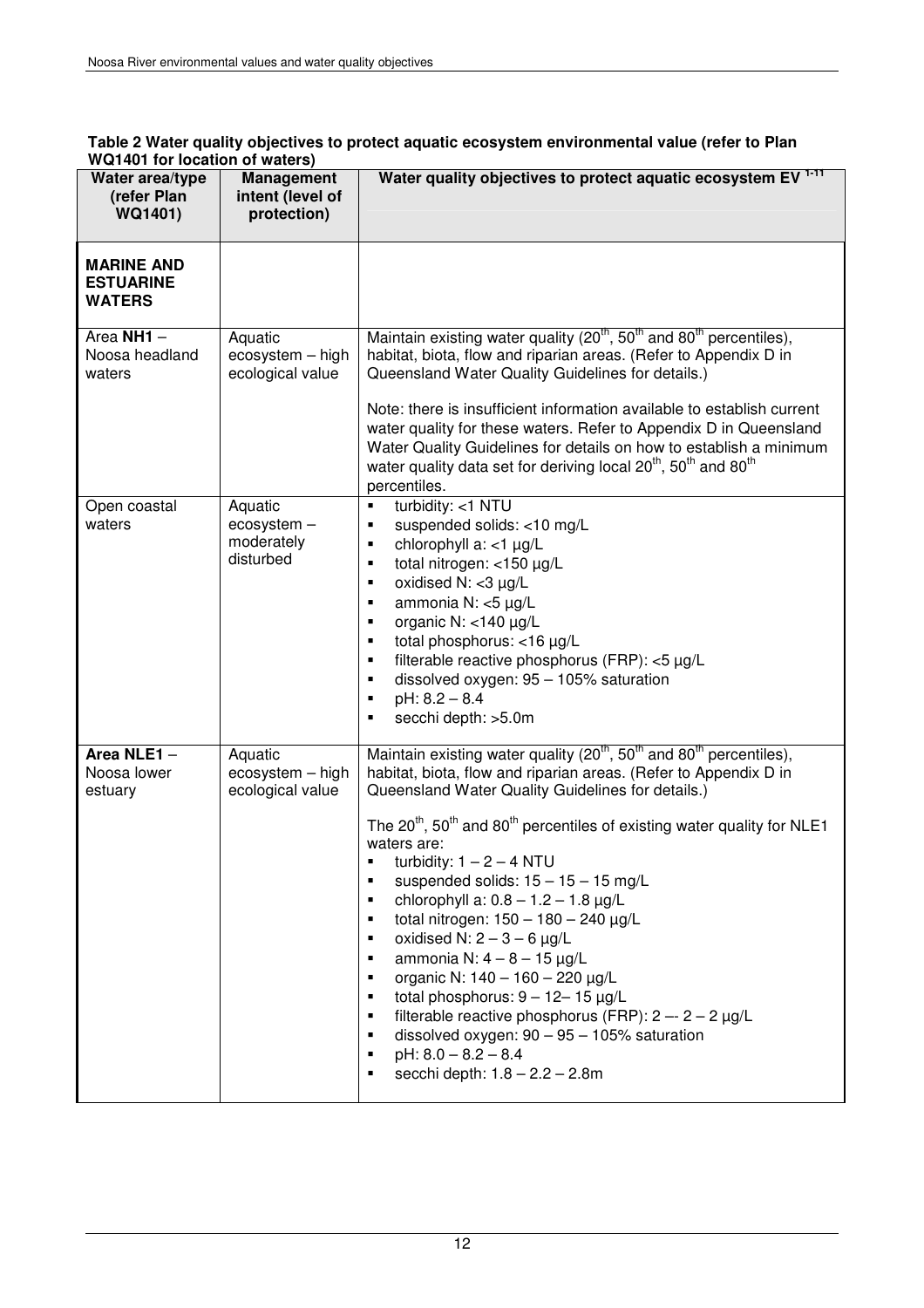**Table 2 Water quality objectives to protect aquatic ecosystem environmental value (refer to Plan WQ1401 for location of waters)**

| Water area/type (refer Plan WQ1401) | Management intent (level of protection) | Water quality objectives to protect aquatic ecosystem EV [1-11] |
|---|---|---|
| **MARINE AND ESTUARINE WATERS** | | |
| Area **NH1** – Noosa headland waters | Aquatic ecosystem – high ecological value | Maintain existing water quality ($20^{th}$, $50^{th}$ and $80^{th}$ percentiles), habitat, biota, flow and riparian areas. (Refer to Appendix D in Queensland Water Quality Guidelines for details.)<br><br>Note: there is insufficient information available to establish current water quality for these waters. Refer to Appendix D in Queensland Water Quality Guidelines for details on how to establish a minimum water quality data set for deriving local $20^{th}$, $50^{th}$ and $80^{th}$ percentiles. |
| Open coastal waters | Aquatic ecosystem – moderately disturbed | ▪ turbidity: <1 NTU<br>▪ suspended solids: <10 mg/L<br>▪ chlorophyll a: <1 µg/L<br>▪ total nitrogen: <150 µg/L<br>▪ oxidised N: <3 µg/L<br>▪ ammonia N: <5 µg/L<br>▪ organic N: <140 µg/L<br>▪ total phosphorus: <16 µg/L<br>▪ filterable reactive phosphorus (FRP): <5 µg/L<br>▪ dissolved oxygen: 95 – 105% saturation<br>▪ pH: 8.2 – 8.4<br>▪ secchi depth: >5.0m |
| **Area NLE1** – Noosa lower estuary | Aquatic ecosystem – high ecological value | Maintain existing water quality ($20^{th}$, $50^{th}$ and $80^{th}$ percentiles), habitat, biota, flow and riparian areas. (Refer to Appendix D in Queensland Water Quality Guidelines for details.)<br><br>The $20^{th}$, $50^{th}$ and $80^{th}$ percentiles of existing water quality for NLE1 waters are:<br>▪ turbidity: 1 – 2 – 4 NTU<br>▪ suspended solids: 15 – 15 – 15 mg/L<br>▪ chlorophyll a: 0.8 – 1.2 – 1.8 µg/L<br>▪ total nitrogen: 150 – 180 – 240 µg/L<br>▪ oxidised N: 2 – 3 – 6 µg/L<br>▪ ammonia N: 4 – 8 – 15 µg/L<br>▪ organic N: 140 – 160 – 220 µg/L<br>▪ total phosphorus: 9 – 12– 15 µg/L<br>▪ filterable reactive phosphorus (FRP): 2 –- 2 – 2 µg/L<br>▪ dissolved oxygen: 90 – 95 – 105% saturation<br>▪ pH: 8.0 – 8.2 – 8.4<br>▪ secchi depth: 1.8 – 2.2 – 2.8m |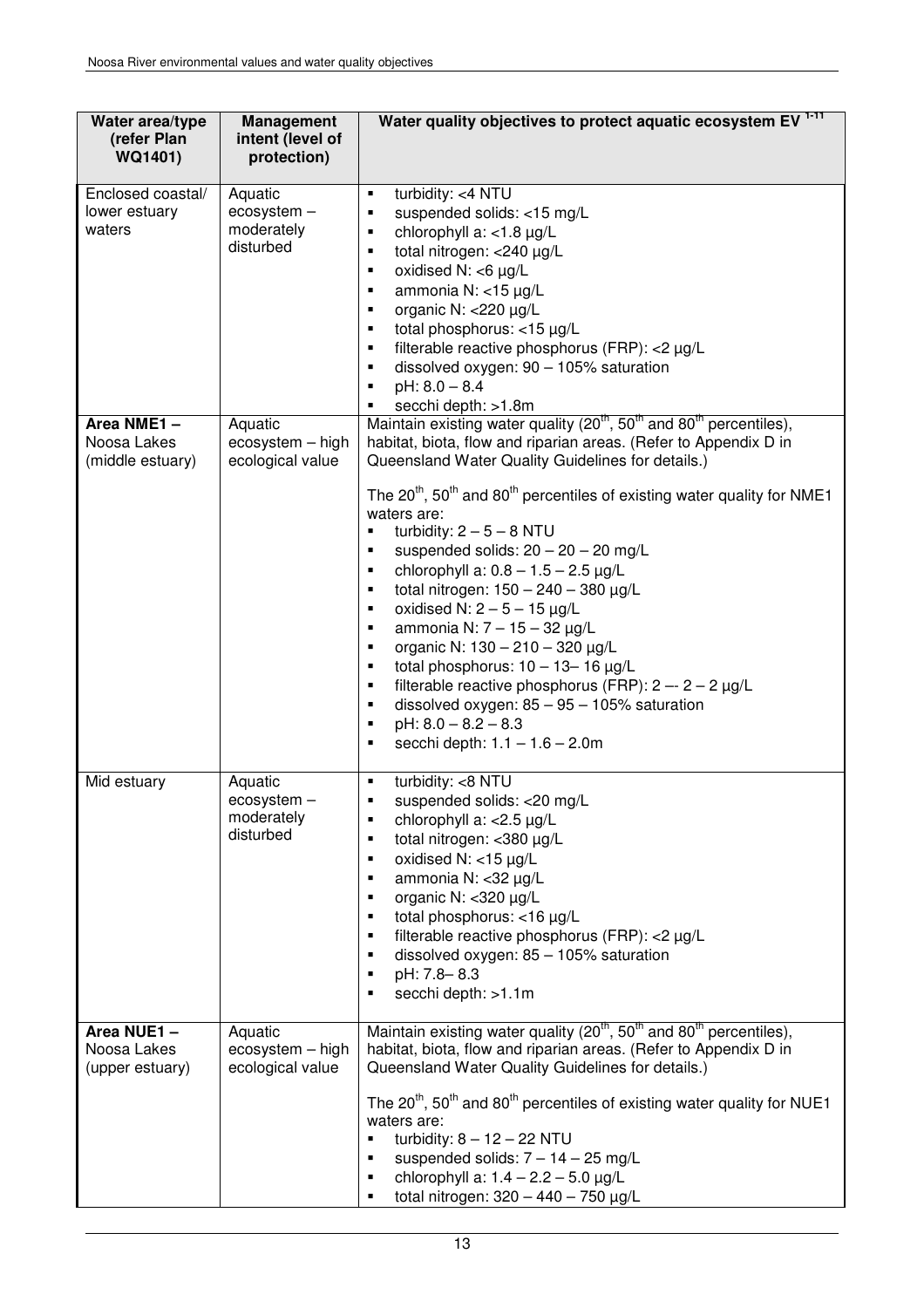| Water area/type (refer Plan WQ1401) | Management intent (level of protection) | Water quality objectives to protect aquatic ecosystem EV [1-11] |
|---|---|---|
| Enclosed coastal/ lower estuary waters | Aquatic ecosystem – moderately disturbed | ▪ turbidity: <4 NTU<br>▪ suspended solids: <15 mg/L<br>▪ chlorophyll a: <1.8 µg/L<br>▪ total nitrogen: <240 µg/L<br>▪ oxidised N: <6 µg/L<br>▪ ammonia N: <15 µg/L<br>▪ organic N: <220 µg/L<br>▪ total phosphorus: <15 µg/L<br>▪ filterable reactive phosphorus (FRP): <2 µg/L<br>▪ dissolved oxygen: 90 – 105% saturation<br>▪ pH: 8.0 – 8.4<br>▪ secchi depth: >1.8m |
| **Area NME1 –** Noosa Lakes (middle estuary) | Aquatic ecosystem – high ecological value | Maintain existing water quality (20th, 50th and 80th percentiles), habitat, biota, flow and riparian areas. (Refer to Appendix D in Queensland Water Quality Guidelines for details.)<br><br>The 20th, 50th and 80th percentiles of existing water quality for NME1 waters are:<br>▪ turbidity: 2 – 5 – 8 NTU<br>▪ suspended solids: 20 – 20 – 20 mg/L<br>▪ chlorophyll a: 0.8 – 1.5 – 2.5 µg/L<br>▪ total nitrogen: 150 – 240 – 380 µg/L<br>▪ oxidised N: 2 – 5 – 15 µg/L<br>▪ ammonia N: 7 – 15 – 32 µg/L<br>▪ organic N: 130 – 210 – 320 µg/L<br>▪ total phosphorus: 10 – 13– 16 µg/L<br>▪ filterable reactive phosphorus (FRP): 2 –- 2 – 2 µg/L<br>▪ dissolved oxygen: 85 – 95 – 105% saturation<br>▪ pH: 8.0 – 8.2 – 8.3<br>▪ secchi depth: 1.1 – 1.6 – 2.0m |
| Mid estuary | Aquatic ecosystem – moderately disturbed | ▪ turbidity: <8 NTU<br>▪ suspended solids: <20 mg/L<br>▪ chlorophyll a: <2.5 µg/L<br>▪ total nitrogen: <380 µg/L<br>▪ oxidised N: <15 µg/L<br>▪ ammonia N: <32 µg/L<br>▪ organic N: <320 µg/L<br>▪ total phosphorus: <16 µg/L<br>▪ filterable reactive phosphorus (FRP): <2 µg/L<br>▪ dissolved oxygen: 85 – 105% saturation<br>▪ pH: 7.8– 8.3<br>▪ secchi depth: >1.1m |
| **Area NUE1 –** Noosa Lakes (upper estuary) | Aquatic ecosystem – high ecological value | Maintain existing water quality (20th, 50th and 80th percentiles), habitat, biota, flow and riparian areas. (Refer to Appendix D in Queensland Water Quality Guidelines for details.)<br><br>The 20th, 50th and 80th percentiles of existing water quality for NUE1 waters are:<br>▪ turbidity: 8 – 12 – 22 NTU<br>▪ suspended solids: 7 – 14 – 25 mg/L<br>▪ chlorophyll a: 1.4 – 2.2 – 5.0 µg/L<br>▪ total nitrogen: 320 – 440 – 750 µg/L |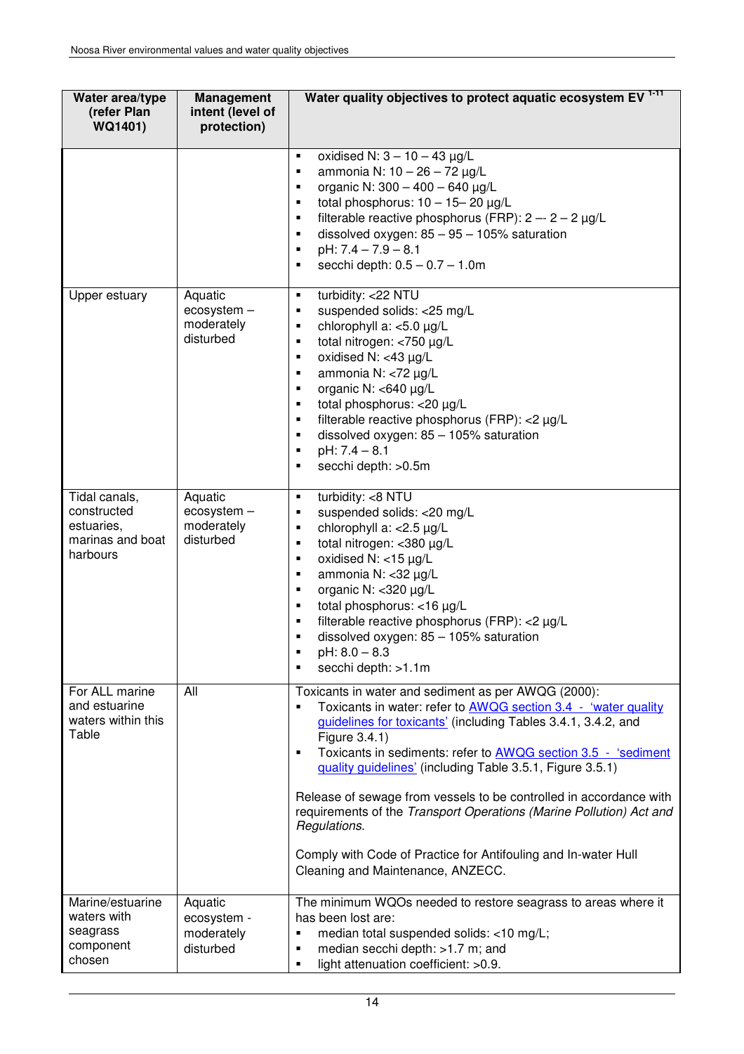| Water area/type (refer Plan WQ1401) | Management intent (level of protection) | Water quality objectives to protect aquatic ecosystem EV [1-11] |
|---|---|---|
| | | ▪ oxidised N: 3 – 10 – 43 µg/L<br>▪ ammonia N: 10 – 26 – 72 µg/L<br>▪ organic N: 300 – 400 – 640 µg/L<br>▪ total phosphorus: 10 – 15– 20 µg/L<br>▪ filterable reactive phosphorus (FRP): 2 –- 2 – 2 µg/L<br>▪ dissolved oxygen: 85 – 95 – 105% saturation<br>▪ pH: 7.4 – 7.9 – 8.1<br>▪ secchi depth: 0.5 – 0.7 – 1.0m |
| Upper estuary | Aquatic ecosystem – moderately disturbed | ▪ turbidity: <22 NTU<br>▪ suspended solids: <25 mg/L<br>▪ chlorophyll a: <5.0 µg/L<br>▪ total nitrogen: <750 µg/L<br>▪ oxidised N: <43 µg/L<br>▪ ammonia N: <72 µg/L<br>▪ organic N: <640 µg/L<br>▪ total phosphorus: <20 µg/L<br>▪ filterable reactive phosphorus (FRP): <2 µg/L<br>▪ dissolved oxygen: 85 – 105% saturation<br>▪ pH: 7.4 – 8.1<br>▪ secchi depth: >0.5m |
| Tidal canals, constructed estuaries, marinas and boat harbours | Aquatic ecosystem – moderately disturbed | ▪ turbidity: <8 NTU<br>▪ suspended solids: <20 mg/L<br>▪ chlorophyll a: <2.5 µg/L<br>▪ total nitrogen: <380 µg/L<br>▪ oxidised N: <15 µg/L<br>▪ ammonia N: <32 µg/L<br>▪ organic N: <320 µg/L<br>▪ total phosphorus: <16 µg/L<br>▪ filterable reactive phosphorus (FRP): <2 µg/L<br>▪ dissolved oxygen: 85 – 105% saturation<br>▪ pH: 8.0 – 8.3<br>▪ secchi depth: >1.1m |
| For ALL marine and estuarine waters within this Table | All | Toxicants in water and sediment as per AWQG (2000):<br>▪ Toxicants in water: refer to AWQG section 3.4 - 'water quality guidelines for toxicants' (including Tables 3.4.1, 3.4.2, and Figure 3.4.1)<br>▪ Toxicants in sediments: refer to AWQG section 3.5 - 'sediment quality guidelines' (including Table 3.5.1, Figure 3.5.1)<br><br>Release of sewage from vessels to be controlled in accordance with requirements of the *Transport Operations (Marine Pollution) Act and Regulations.*<br><br>Comply with Code of Practice for Antifouling and In-water Hull Cleaning and Maintenance, ANZECC. |
| Marine/estuarine waters with seagrass component chosen | Aquatic ecosystem - moderately disturbed | The minimum WQOs needed to restore seagrass to areas where it has been lost are:<br>▪ median total suspended solids: <10 mg/L;<br>▪ median secchi depth: >1.7 m; and<br>▪ light attenuation coefficient: >0.9. |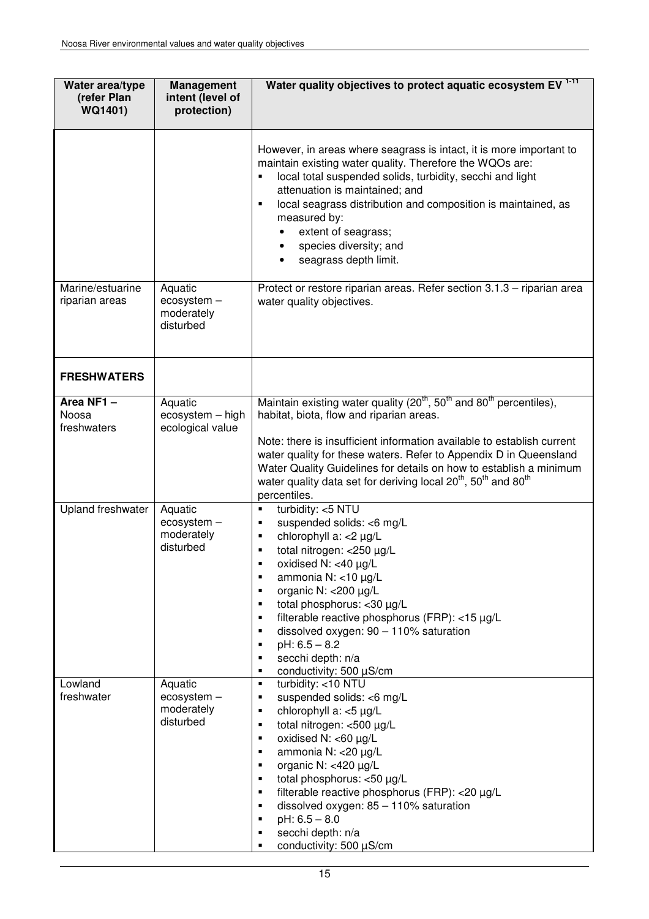| Water area/type (refer Plan WQ1401) | Management intent (level of protection) | Water quality objectives to protect aquatic ecosystem EV [1-11] |
|---|---|---|
| | | However, in areas where seagrass is intact, it is more important to maintain existing water quality. Therefore the WQOs are:<br>▪ local total suspended solids, turbidity, secchi and light attenuation is maintained; and<br>▪ local seagrass distribution and composition is maintained, as measured by:<br>• extent of seagrass;<br>• species diversity; and<br>• seagrass depth limit. |
| Marine/estuarine riparian areas | Aquatic ecosystem – moderately disturbed | Protect or restore riparian areas. Refer section 3.1.3 – riparian area water quality objectives. |
| **FRESHWATERS** | | |
| **Area NF1 – Noosa freshwaters** | Aquatic ecosystem – high ecological value | Maintain existing water quality (20th, 50th and 80th percentiles), habitat, biota, flow and riparian areas.<br><br>Note: there is insufficient information available to establish current water quality for these waters. Refer to Appendix D in Queensland Water Quality Guidelines for details on how to establish a minimum water quality data set for deriving local 20th, 50th and 80th percentiles. |
| Upland freshwater | Aquatic ecosystem – moderately disturbed | ▪ turbidity: <5 NTU<br>▪ suspended solids: <6 mg/L<br>▪ chlorophyll a: <2 µg/L<br>▪ total nitrogen: <250 µg/L<br>▪ oxidised N: <40 µg/L<br>▪ ammonia N: <10 µg/L<br>▪ organic N: <200 µg/L<br>▪ total phosphorus: <30 µg/L<br>▪ filterable reactive phosphorus (FRP): <15 µg/L<br>▪ dissolved oxygen: 90 – 110% saturation<br>▪ pH: 6.5 – 8.2<br>▪ secchi depth: n/a<br>▪ conductivity: 500 µS/cm |
| Lowland freshwater | Aquatic ecosystem – moderately disturbed | ▪ turbidity: <10 NTU<br>▪ suspended solids: <6 mg/L<br>▪ chlorophyll a: <5 µg/L<br>▪ total nitrogen: <500 µg/L<br>▪ oxidised N: <60 µg/L<br>▪ ammonia N: <20 µg/L<br>▪ organic N: <420 µg/L<br>▪ total phosphorus: <50 µg/L<br>▪ filterable reactive phosphorus (FRP): <20 µg/L<br>▪ dissolved oxygen: 85 – 110% saturation<br>▪ pH: 6.5 – 8.0<br>▪ secchi depth: n/a<br>▪ conductivity: 500 µS/cm |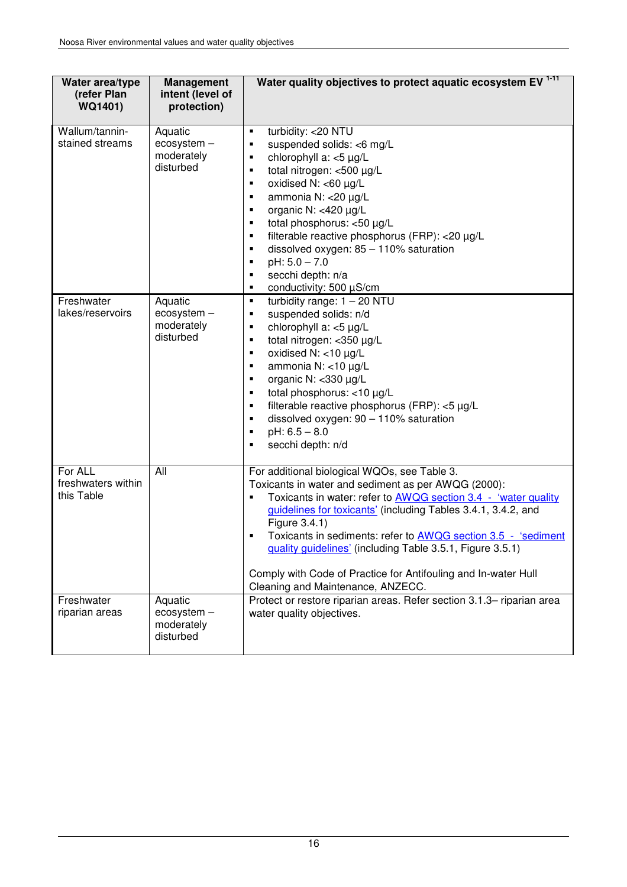| Water area/type (refer Plan WQ1401) | Management intent (level of protection) | Water quality objectives to protect aquatic ecosystem EV [1-11] |
|---|---|---|
| Wallum/tannin-stained streams | Aquatic ecosystem – moderately disturbed | ▪ turbidity: <20 NTU<br>▪ suspended solids: <6 mg/L<br>▪ chlorophyll a: <5 µg/L<br>▪ total nitrogen: <500 µg/L<br>▪ oxidised N: <60 µg/L<br>▪ ammonia N: <20 µg/L<br>▪ organic N: <420 µg/L<br>▪ total phosphorus: <50 µg/L<br>▪ filterable reactive phosphorus (FRP): <20 µg/L<br>▪ dissolved oxygen: 85 – 110% saturation<br>▪ pH: 5.0 – 7.0<br>▪ secchi depth: n/a<br>▪ conductivity: 500 µS/cm |
| Freshwater lakes/reservoirs | Aquatic ecosystem – moderately disturbed | ▪ turbidity range: 1 – 20 NTU<br>▪ suspended solids: n/d<br>▪ chlorophyll a: <5 µg/L<br>▪ total nitrogen: <350 µg/L<br>▪ oxidised N: <10 µg/L<br>▪ ammonia N: <10 µg/L<br>▪ organic N: <330 µg/L<br>▪ total phosphorus: <10 µg/L<br>▪ filterable reactive phosphorus (FRP): <5 µg/L<br>▪ dissolved oxygen: 90 – 110% saturation<br>▪ pH: 6.5 – 8.0<br>▪ secchi depth: n/d |
| For ALL freshwaters within this Table | All | For additional biological WQOs, see Table 3.<br>Toxicants in water and sediment as per AWQG (2000):<br>▪ Toxicants in water: refer to AWQG section 3.4 - 'water quality guidelines for toxicants' (including Tables 3.4.1, 3.4.2, and Figure 3.4.1)<br>▪ Toxicants in sediments: refer to AWQG section 3.5 - 'sediment quality guidelines' (including Table 3.5.1, Figure 3.5.1)<br><br>Comply with Code of Practice for Antifouling and In-water Hull Cleaning and Maintenance, ANZECC. |
| Freshwater riparian areas | Aquatic ecosystem – moderately disturbed | Protect or restore riparian areas. Refer section 3.1.3– riparian area water quality objectives. |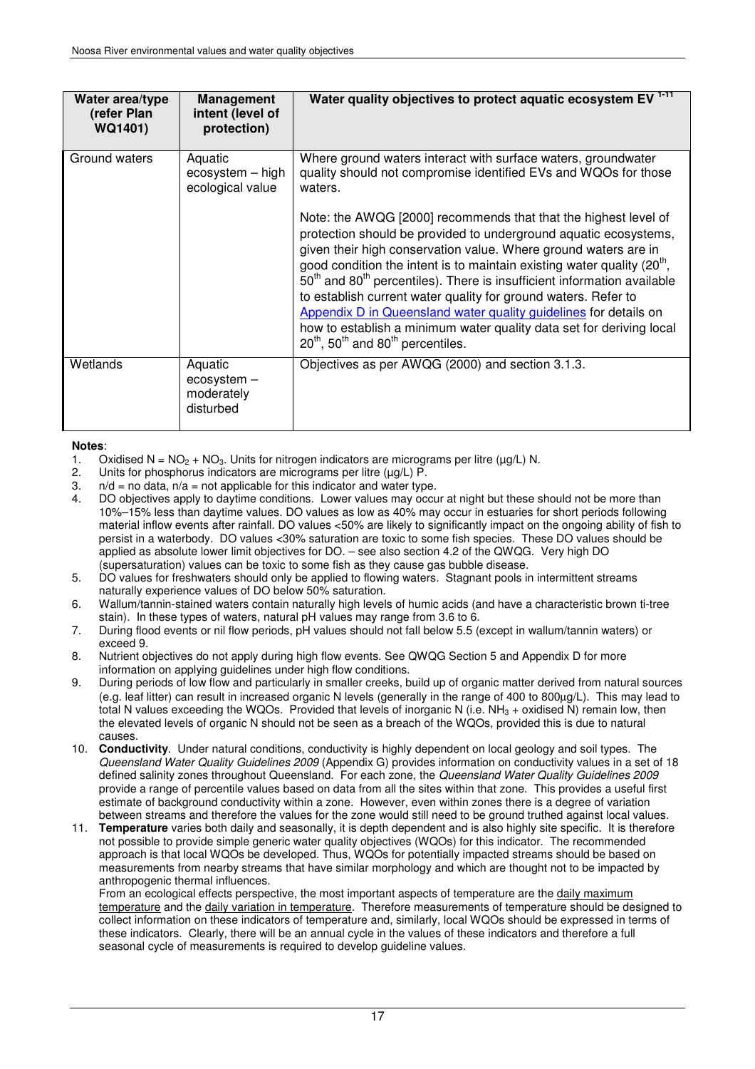| Water area/type (refer Plan WQ1401) | Management intent (level of protection) | Water quality objectives to protect aquatic ecosystem EV [1-11] |
|---|---|---|
| Ground waters | Aquatic ecosystem – high ecological value | Where ground waters interact with surface waters, groundwater quality should not compromise identified EVs and WQOs for those waters.<br><br>Note: the AWQG [2000] recommends that that the highest level of protection should be provided to underground aquatic ecosystems, given their high conservation value. Where ground waters are in good condition the intent is to maintain existing water quality (20th, 50th and 80th percentiles). There is insufficient information available to establish current water quality for ground waters. Refer to Appendix D in Queensland water quality guidelines for details on how to establish a minimum water quality data set for deriving local 20th, 50th and 80th percentiles. |
| Wetlands | Aquatic ecosystem – moderately disturbed | Objectives as per AWQG (2000) and section 3.1.3. |

**Notes**:

1. Oxidised N = $NO_2$ + $NO_3$. Units for nitrogen indicators are micrograms per litre (µg/L) N.
2. Units for phosphorus indicators are micrograms per litre (µg/L) P.
3. n/d = no data, n/a = not applicable for this indicator and water type.
4. DO objectives apply to daytime conditions. Lower values may occur at night but these should not be more than 10%–15% less than daytime values. DO values as low as 40% may occur in estuaries for short periods following material inflow events after rainfall. DO values <50% are likely to significantly impact on the ongoing ability of fish to persist in a waterbody. DO values <30% saturation are toxic to some fish species. These DO values should be applied as absolute lower limit objectives for DO. – see also section 4.2 of the QWQG. Very high DO (supersaturation) values can be toxic to some fish as they cause gas bubble disease.
5. DO values for freshwaters should only be applied to flowing waters. Stagnant pools in intermittent streams naturally experience values of DO below 50% saturation.
6. Wallum/tannin-stained waters contain naturally high levels of humic acids (and have a characteristic brown ti-tree stain). In these types of waters, natural pH values may range from 3.6 to 6.
7. During flood events or nil flow periods, pH values should not fall below 5.5 (except in wallum/tannin waters) or exceed 9.
8. Nutrient objectives do not apply during high flow events. See QWQG Section 5 and Appendix D for more information on applying guidelines under high flow conditions.
9. During periods of low flow and particularly in smaller creeks, build up of organic matter derived from natural sources (e.g. leaf litter) can result in increased organic N levels (generally in the range of 400 to 800µg/L). This may lead to total N values exceeding the WQOs. Provided that levels of inorganic N (i.e. $NH_3$ + oxidised N) remain low, then the elevated levels of organic N should not be seen as a breach of the WQOs, provided this is due to natural causes.
10. **Conductivity**. Under natural conditions, conductivity is highly dependent on local geology and soil types. The *Queensland Water Quality Guidelines 2009* (Appendix G) provides information on conductivity values in a set of 18 defined salinity zones throughout Queensland. For each zone, the *Queensland Water Quality Guidelines 2009* provide a range of percentile values based on data from all the sites within that zone. This provides a useful first estimate of background conductivity within a zone. However, even within zones there is a degree of variation between streams and therefore the values for the zone would still need to be ground truthed against local values.
11. **Temperature** varies both daily and seasonally, it is depth dependent and is also highly site specific. It is therefore not possible to provide simple generic water quality objectives (WQOs) for this indicator. The recommended approach is that local WQOs be developed. Thus, WQOs for potentially impacted streams should be based on measurements from nearby streams that have similar morphology and which are thought not to be impacted by anthropogenic thermal influences.
    From an ecological effects perspective, the most important aspects of temperature are the daily maximum temperature and the daily variation in temperature. Therefore measurements of temperature should be designed to collect information on these indicators of temperature and, similarly, local WQOs should be expressed in terms of these indicators. Clearly, there will be an annual cycle in the values of these indicators and therefore a full seasonal cycle of measurements is required to develop guideline values.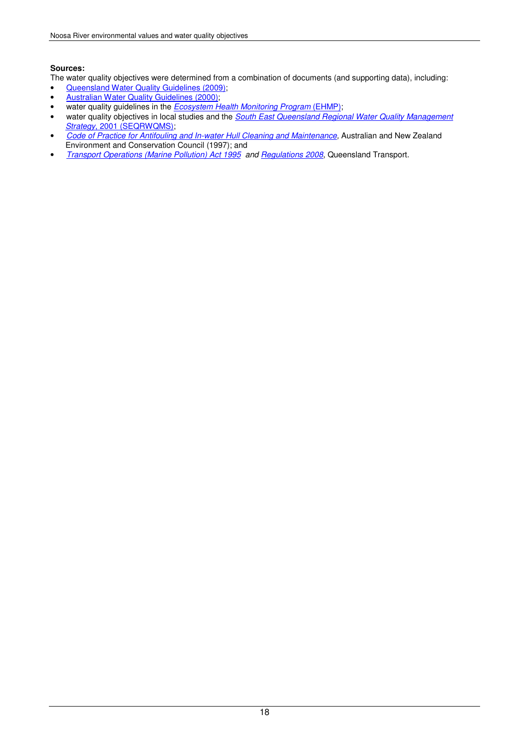**Sources:**

The water quality objectives were determined from a combination of documents (and supporting data), including:

- Queensland Water Quality Guidelines (2009);
- Australian Water Quality Guidelines (2000);
- water quality guidelines in the *Ecosystem Health Monitoring Program* (EHMP);
- water quality objectives in local studies and the *South East Queensland Regional Water Quality Management Strategy*, 2001 (SEQRWQMS);
- *Code of Practice for Antifouling and In-water Hull Cleaning and Maintenance*, Australian and New Zealand Environment and Conservation Council (1997); and
- *Transport Operations (Marine Pollution) Act 1995 and Regulations 2008*, Queensland Transport.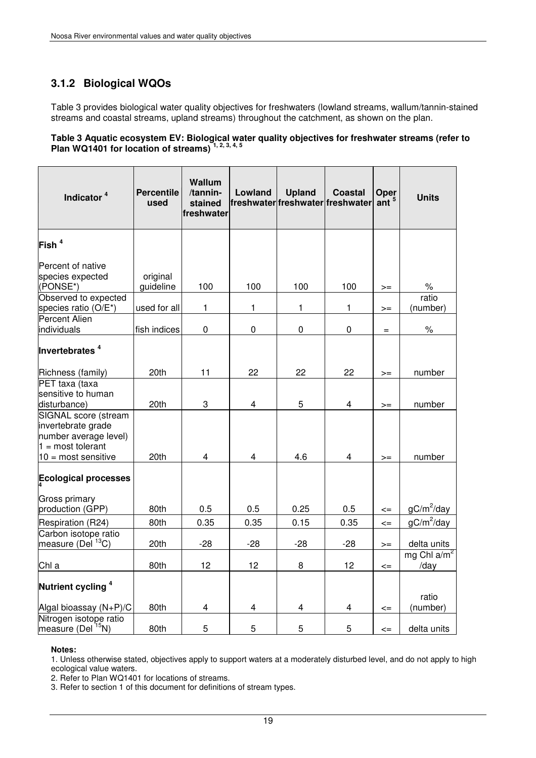### 3.1.2 Biological WQOs

Table 3 provides biological water quality objectives for freshwaters (lowland streams, wallum/tannin-stained streams and coastal streams, upland streams) throughout the catchment, as shown on the plan.

**Table 3 Aquatic ecosystem EV: Biological water quality objectives for freshwater streams (refer to Plan WQ1401 for location of streams) [1, 2, 3, 4, 5]**

| Indicator [4] | Percentile used | Wallum /tannin-stained freshwater | Lowland freshwater | Upland freshwater | Coastal freshwater | Operant [5] | Units |
|---|---|---|---|---|---|---|---|
| **Fish [4]** | | | | | | | |
| Percent of native species expected (PONSE*) | original guideline | 100 | 100 | 100 | 100 | >= | % |
| Observed to expected species ratio (O/E*) | used for all | 1 | 1 | 1 | 1 | >= | ratio (number) |
| Percent Alien individuals | fish indices | 0 | 0 | 0 | 0 | = | % |
| **Invertebrates [4]** | | | | | | | |
| Richness (family) | 20th | 11 | 22 | 22 | 22 | >= | number |
| PET taxa (taxa sensitive to human disturbance) | 20th | 3 | 4 | 5 | 4 | >= | number |
| SIGNAL score (stream invertebrate grade number average level) 1 = most tolerant 10 = most sensitive | 20th | 4 | 4 | 4.6 | 4 | >= | number |
| **Ecological processes [4]** | | | | | | | |
| Gross primary production (GPP) | 80th | 0.5 | 0.5 | 0.25 | 0.5 | <= | $gC/m^2/day$ |
| Respiration (R24) | 80th | 0.35 | 0.35 | 0.15 | 0.35 | <= | $gC/m^2/day$ |
| Carbon isotope ratio measure (Del $^{13}C$) | 20th | -28 | -28 | -28 | -28 | >= | delta units |
| Chl a | 80th | 12 | 12 | 8 | 12 | <= | mg Chl $a/m^2$ /day |
| **Nutrient cycling [4]** | | | | | | | |
| Algal bioassay (N+P)/C | 80th | 4 | 4 | 4 | 4 | <= | ratio (number) |
| Nitrogen isotope ratio measure (Del $^{15}N$) | 80th | 5 | 5 | 5 | 5 | <= | delta units |

**Notes:**

1. Unless otherwise stated, objectives apply to support waters at a moderately disturbed level, and do not apply to high ecological value waters.
2. Refer to Plan WQ1401 for locations of streams.
3. Refer to section 1 of this document for definitions of stream types.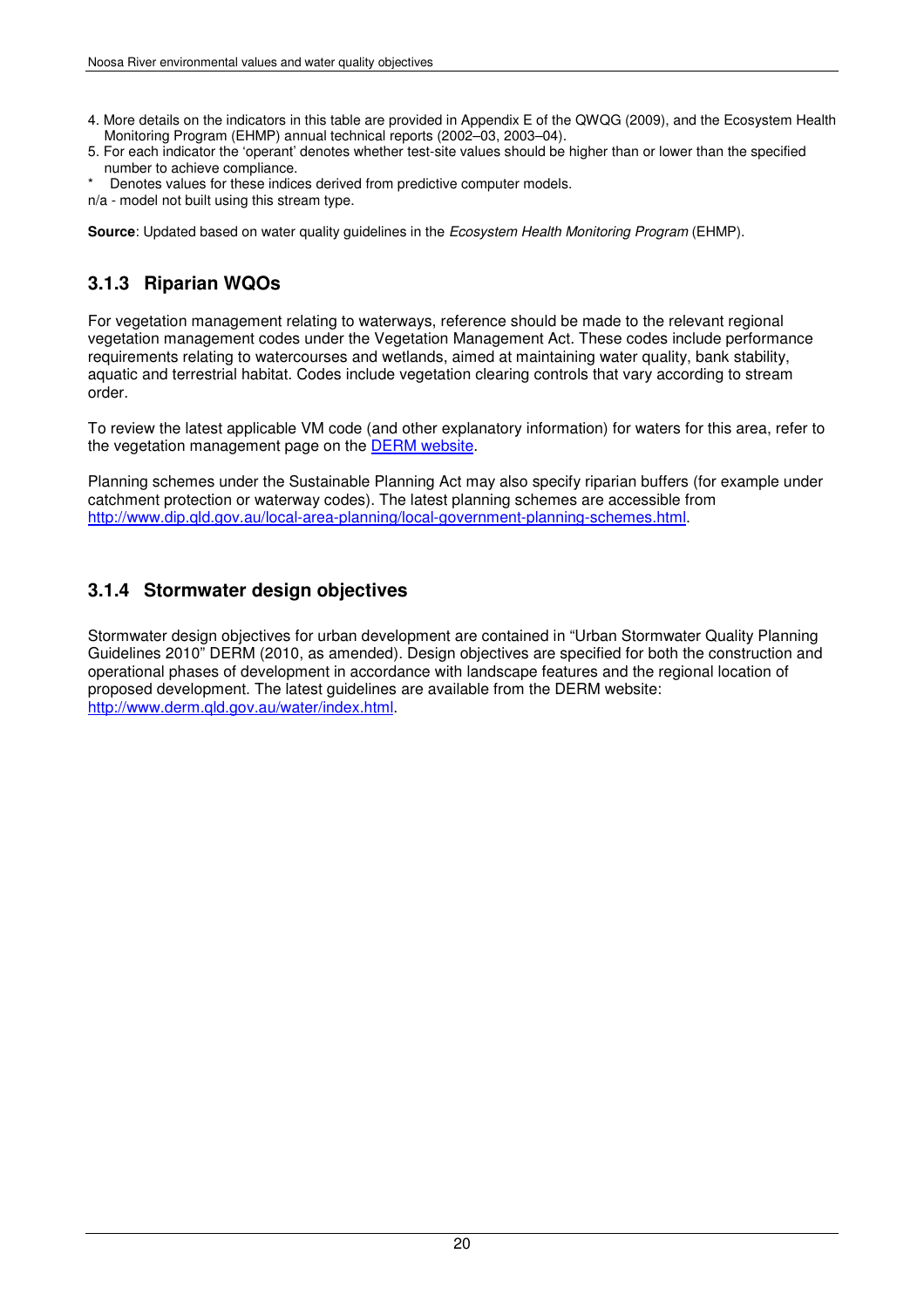4. More details on the indicators in this table are provided in Appendix E of the QWQG (2009), and the Ecosystem Health Monitoring Program (EHMP) annual technical reports (2002–03, 2003–04).
5. For each indicator the 'operant' denotes whether test-site values should be higher than or lower than the specified number to achieve compliance.

\* Denotes values for these indices derived from predictive computer models.

n/a - model not built using this stream type.

**Source**: Updated based on water quality guidelines in the *Ecosystem Health Monitoring Program* (EHMP).

### 3.1.3 Riparian WQOs

For vegetation management relating to waterways, reference should be made to the relevant regional vegetation management codes under the Vegetation Management Act. These codes include performance requirements relating to watercourses and wetlands, aimed at maintaining water quality, bank stability, aquatic and terrestrial habitat. Codes include vegetation clearing controls that vary according to stream order.

To review the latest applicable VM code (and other explanatory information) for waters for this area, refer to the vegetation management page on the DERM website.

Planning schemes under the Sustainable Planning Act may also specify riparian buffers (for example under catchment protection or waterway codes). The latest planning schemes are accessible from http://www.dip.qld.gov.au/local-area-planning/local-government-planning-schemes.html.

### 3.1.4 Stormwater design objectives

Stormwater design objectives for urban development are contained in "Urban Stormwater Quality Planning Guidelines 2010" DERM (2010, as amended). Design objectives are specified for both the construction and operational phases of development in accordance with landscape features and the regional location of proposed development. The latest guidelines are available from the DERM website: http://www.derm.qld.gov.au/water/index.html.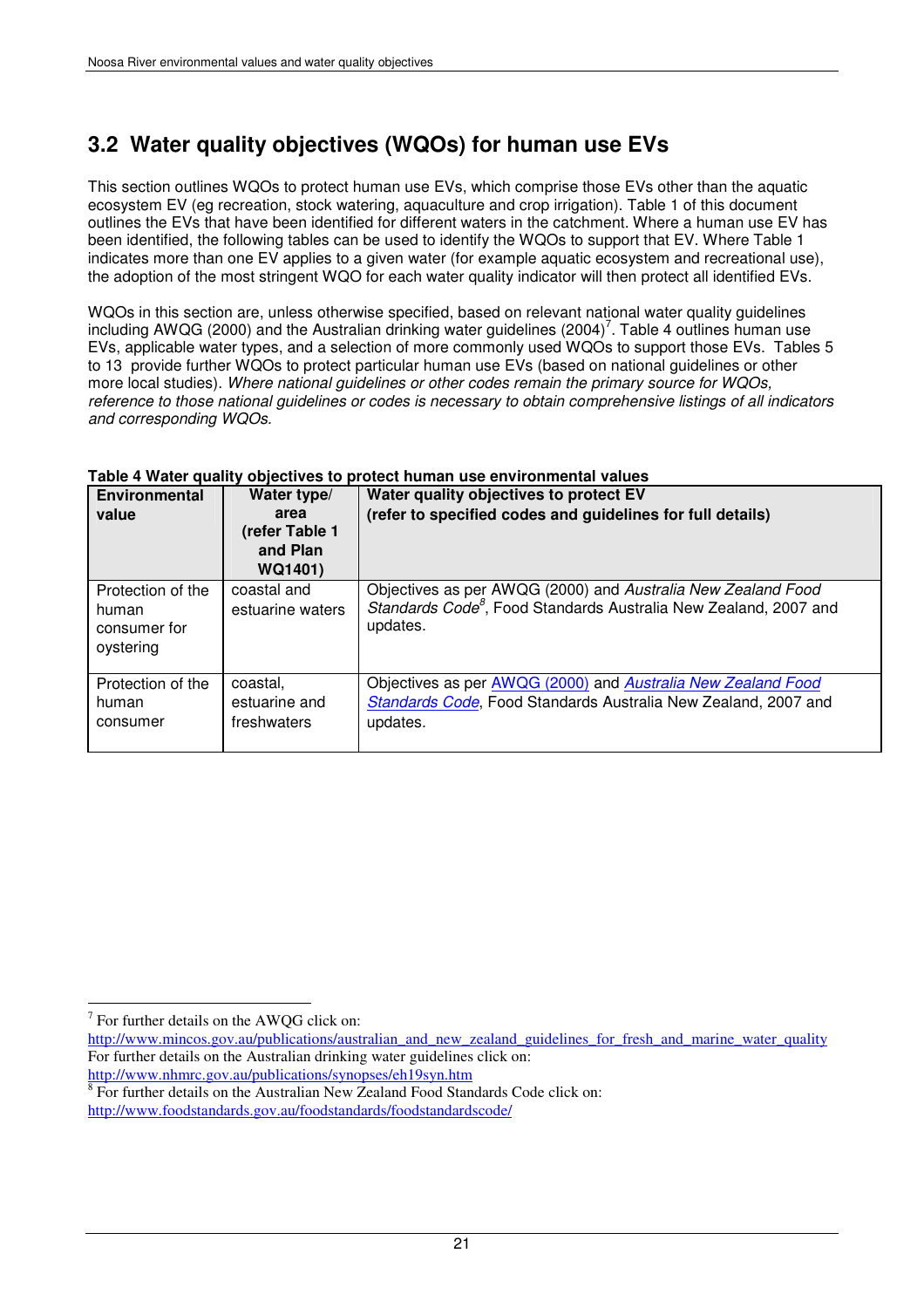## 3.2 Water quality objectives (WQOs) for human use EVs

This section outlines WQOs to protect human use EVs, which comprise those EVs other than the aquatic ecosystem EV (eg recreation, stock watering, aquaculture and crop irrigation). Table 1 of this document outlines the EVs that have been identified for different waters in the catchment. Where a human use EV has been identified, the following tables can be used to identify the WQOs to support that EV. Where Table 1 indicates more than one EV applies to a given water (for example aquatic ecosystem and recreational use), the adoption of the most stringent WQO for each water quality indicator will then protect all identified EVs.

WQOs in this section are, unless otherwise specified, based on relevant national water quality guidelines including AWQG (2000) and the Australian drinking water guidelines (2004)[7]. Table 4 outlines human use EVs, applicable water types, and a selection of more commonly used WQOs to support those EVs. Tables 5 to 13 provide further WQOs to protect particular human use EVs (based on national guidelines or other more local studies). *Where national guidelines or other codes remain the primary source for WQOs, reference to those national guidelines or codes is necessary to obtain comprehensive listings of all indicators and corresponding WQOs.*

**Table 4 Water quality objectives to protect human use environmental values**

| Environmental value | Water type/ area (refer Table 1 and Plan WQ1401) | Water quality objectives to protect EV (refer to specified codes and guidelines for full details) |
|---|---|---|
| Protection of the human consumer for oystering | coastal and estuarine waters | Objectives as per AWQG (2000) and *Australia New Zealand Food Standards Code*[8], Food Standards Australia New Zealand, 2007 and updates. |
| Protection of the human consumer | coastal, estuarine and freshwaters | Objectives as per AWQG (2000) and *Australia New Zealand Food Standards Code*, Food Standards Australia New Zealand, 2007 and updates. |

[7] For further details on the AWQG click on: http://www.mincos.gov.au/publications/australian_and_new_zealand_guidelines_for_fresh_and_marine_water_quality
For further details on the Australian drinking water guidelines click on: http://www.nhmrc.gov.au/publications/synopses/eh19syn.htm

[8] For further details on the Australian New Zealand Food Standards Code click on: http://www.foodstandards.gov.au/foodstandards/foodstandardscode/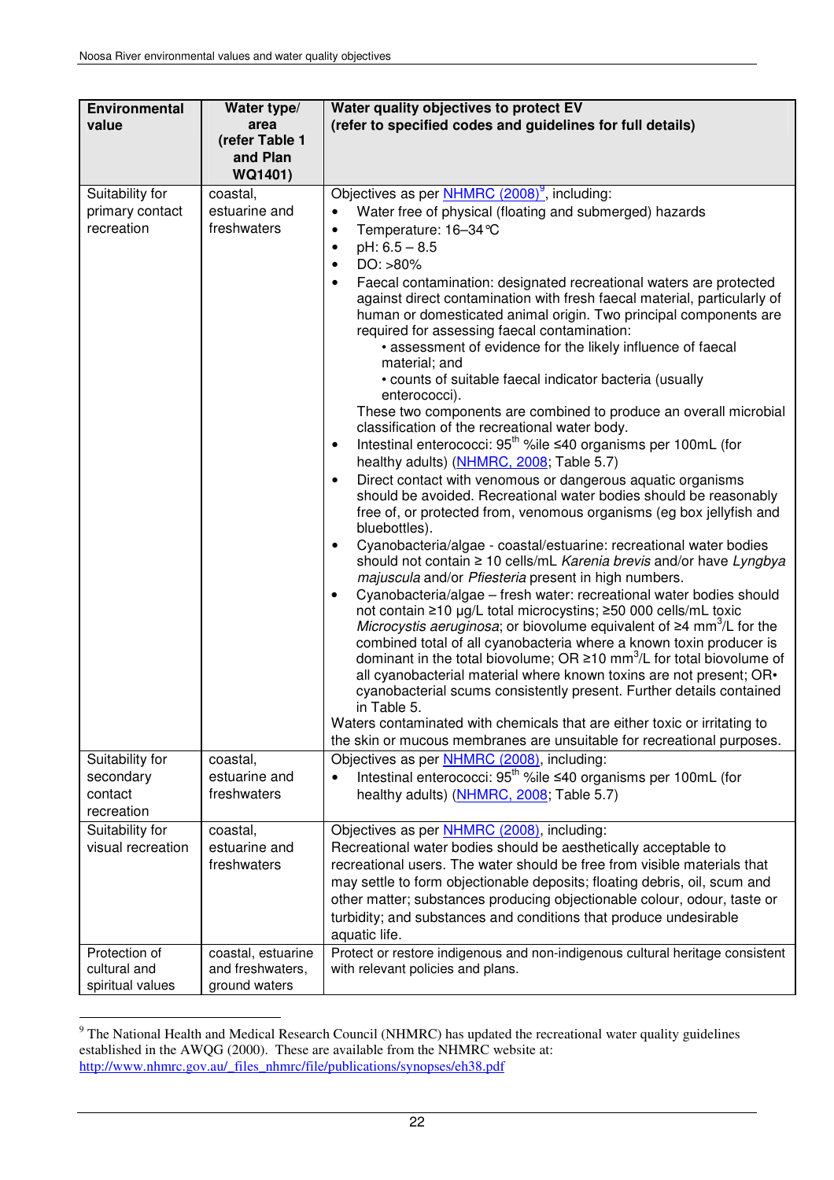| Environmental value | Water type/ area (refer Table 1 and Plan WQ1401) | Water quality objectives to protect EV (refer to specified codes and guidelines for full details) |
|---|---|---|
| Suitability for primary contact recreation | coastal, estuarine and freshwaters | Objectives as per NHMRC (2008)[9], including:<br>• Water free of physical (floating and submerged) hazards<br>• Temperature: 16–34°C<br>• pH: 6.5 – 8.5<br>• DO: >80%<br>• Faecal contamination: designated recreational waters are protected against direct contamination with fresh faecal material, particularly of human or domesticated animal origin. Two principal components are required for assessing faecal contamination:<br>  • assessment of evidence for the likely influence of faecal material; and<br>  • counts of suitable faecal indicator bacteria (usually enterococci).<br>These two components are combined to produce an overall microbial classification of the recreational water body.<br>• Intestinal enterococci: 95th %ile ≤40 organisms per 100mL (for healthy adults) (NHMRC, 2008; Table 5.7)<br>• Direct contact with venomous or dangerous aquatic organisms should be avoided. Recreational water bodies should be reasonably free of, or protected from, venomous organisms (eg box jellyfish and bluebottles).<br>• Cyanobacteria/algae - coastal/estuarine: recreational water bodies should not contain ≥ 10 cells/mL *Karenia brevis* and/or have *Lyngbya majuscula* and/or *Pfiesteria* present in high numbers.<br>• Cyanobacteria/algae – fresh water: recreational water bodies should not contain ≥10 µg/L total microcystins; ≥50 000 cells/mL toxic *Microcystis aeruginosa*; or biovolume equivalent of ≥4 $mm^3/L$ for the combined total of all cyanobacteria where a known toxin producer is dominant in the total biovolume; OR ≥10 $mm^3/L$ for total biovolume of all cyanobacterial material where known toxins are not present; OR• cyanobacterial scums consistently present. Further details contained in Table 5.<br>Waters contaminated with chemicals that are either toxic or irritating to the skin or mucous membranes are unsuitable for recreational purposes. |
| Suitability for secondary contact recreation | coastal, estuarine and freshwaters | Objectives as per NHMRC (2008), including:<br>• Intestinal enterococci: 95th %ile ≤40 organisms per 100mL (for healthy adults) (NHMRC, 2008; Table 5.7) |
| Suitability for visual recreation | coastal, estuarine and freshwaters | Objectives as per NHMRC (2008), including:<br>Recreational water bodies should be aesthetically acceptable to recreational users. The water should be free from visible materials that may settle to form objectionable deposits; floating debris, oil, scum and other matter; substances producing objectionable colour, odour, taste or turbidity; and substances and conditions that produce undesirable aquatic life. |
| Protection of cultural and spiritual values | coastal, estuarine and freshwaters, ground waters | Protect or restore indigenous and non-indigenous cultural heritage consistent with relevant policies and plans. |

[9] The National Health and Medical Research Council (NHMRC) has updated the recreational water quality guidelines established in the AWQG (2000). These are available from the NHMRC website at: http://www.nhmrc.gov.au/_files_nhmrc/file/publications/synopses/eh38.pdf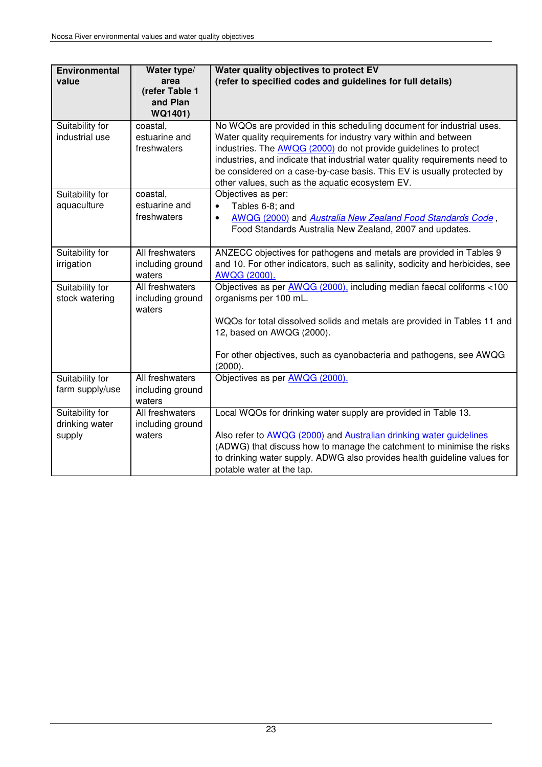| Environmental value | Water type/ area (refer Table 1 and Plan WQ1401) | Water quality objectives to protect EV (refer to specified codes and guidelines for full details) |
|---|---|---|
| Suitability for industrial use | coastal, estuarine and freshwaters | No WQOs are provided in this scheduling document for industrial uses. Water quality requirements for industry vary within and between industries. The AWQG (2000) do not provide guidelines to protect industries, and indicate that industrial water quality requirements need to be considered on a case-by-case basis. This EV is usually protected by other values, such as the aquatic ecosystem EV. |
| Suitability for aquaculture | coastal, estuarine and freshwaters | Objectives as per:<br>• Tables 6-8; and<br>• AWQG (2000) and *Australia New Zealand Food Standards Code* , Food Standards Australia New Zealand, 2007 and updates. |
| Suitability for irrigation | All freshwaters including ground waters | ANZECC objectives for pathogens and metals are provided in Tables 9 and 10. For other indicators, such as salinity, sodicity and herbicides, see AWQG (2000). |
| Suitability for stock watering | All freshwaters including ground waters | Objectives as per AWQG (2000), including median faecal coliforms <100 organisms per 100 mL.<br><br>WQOs for total dissolved solids and metals are provided in Tables 11 and 12, based on AWQG (2000).<br><br>For other objectives, such as cyanobacteria and pathogens, see AWQG (2000). |
| Suitability for farm supply/use | All freshwaters including ground waters | Objectives as per AWQG (2000). |
| Suitability for drinking water supply | All freshwaters including ground waters | Local WQOs for drinking water supply are provided in Table 13.<br><br>Also refer to AWQG (2000) and Australian drinking water guidelines (ADWG) that discuss how to manage the catchment to minimise the risks to drinking water supply. ADWG also provides health guideline values for potable water at the tap. |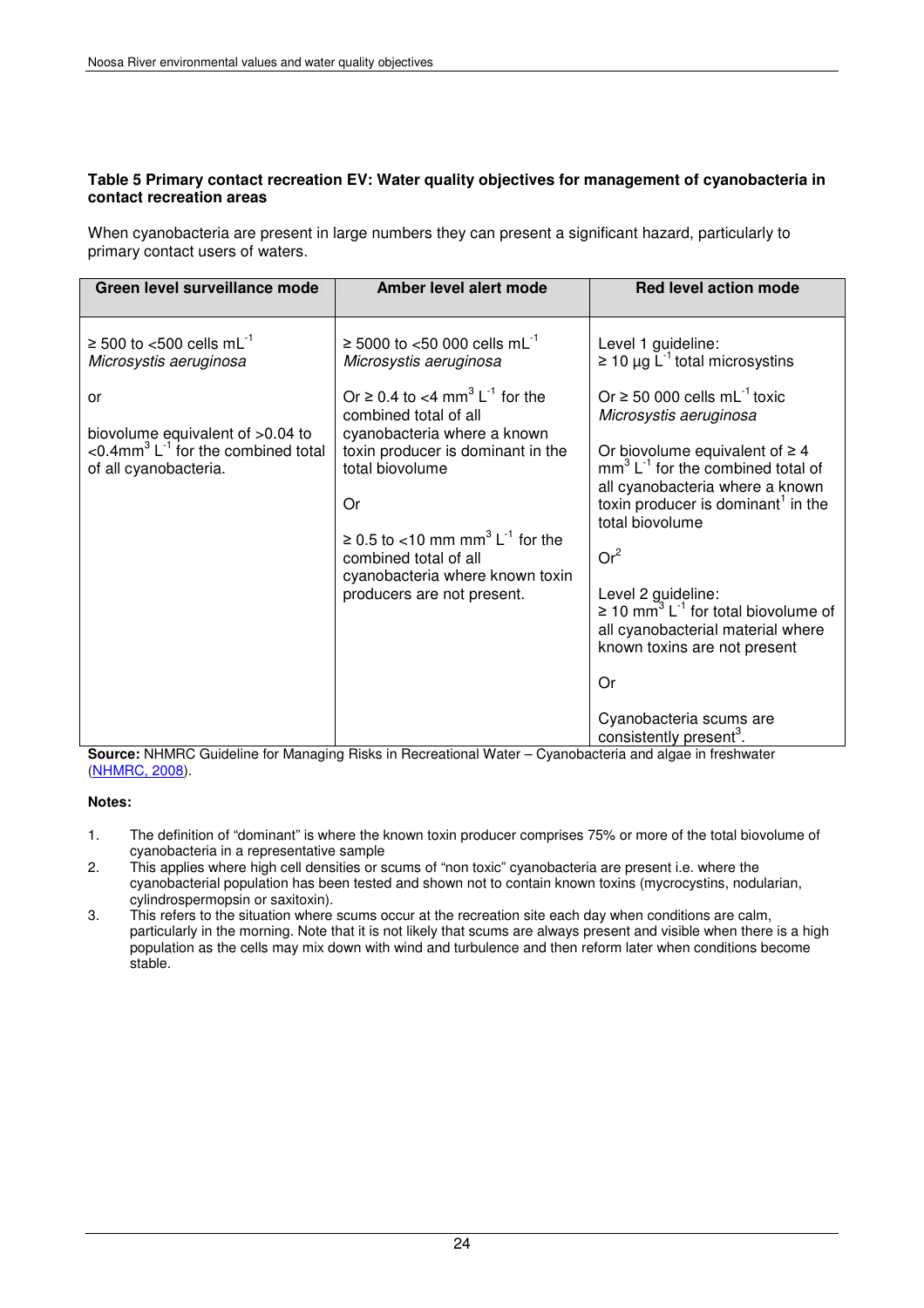**Table 5 Primary contact recreation EV: Water quality objectives for management of cyanobacteria in contact recreation areas**

When cyanobacteria are present in large numbers they can present a significant hazard, particularly to primary contact users of waters.

| Green level surveillance mode | Amber level alert mode | Red level action mode |
|---|---|---|
| ≥ 500 to <500 cells $mL^{-1}$ *Microsystis aeruginosa*<br><br>or<br><br>biovolume equivalent of >0.04 to <0.4$mm^3$ $L^{-1}$ for the combined total of all cyanobacteria. | ≥ 5000 to <50 000 cells $mL^{-1}$ *Microsystis aeruginosa*<br><br>Or ≥ 0.4 to <4 $mm^3$ $L^{-1}$ for the combined total of all cyanobacteria where a known toxin producer is dominant in the total biovolume<br><br>Or<br><br>≥ 0.5 to <10 mm $mm^3$ $L^{-1}$ for the combined total of all cyanobacteria where known toxin producers are not present. | Level 1 guideline:<br>≥ 10 µg $L^{-1}$ total microsystins<br><br>Or ≥ 50 000 cells $mL^{-1}$ toxic *Microsystis aeruginosa*<br><br>Or biovolume equivalent of ≥ 4 $mm^3$ $L^{-1}$ for the combined total of all cyanobacteria where a known toxin producer is dominant[1] in the total biovolume<br><br>Or[2]<br><br>Level 2 guideline:<br>≥ 10 $mm^3$ $L^{-1}$ for total biovolume of all cyanobacterial material where known toxins are not present<br><br>Or<br><br>Cyanobacteria scums are consistently present[3]. |

**Source:** NHMRC Guideline for Managing Risks in Recreational Water – Cyanobacteria and algae in freshwater (NHMRC, 2008).

**Notes:**

1. The definition of "dominant" is where the known toxin producer comprises 75% or more of the total biovolume of cyanobacteria in a representative sample
2. This applies where high cell densities or scums of "non toxic" cyanobacteria are present i.e. where the cyanobacterial population has been tested and shown not to contain known toxins (mycrocystins, nodularian, cylindrospermopsin or saxitoxin).
3. This refers to the situation where scums occur at the recreation site each day when conditions are calm, particularly in the morning. Note that it is not likely that scums are always present and visible when there is a high population as the cells may mix down with wind and turbulence and then reform later when conditions become stable.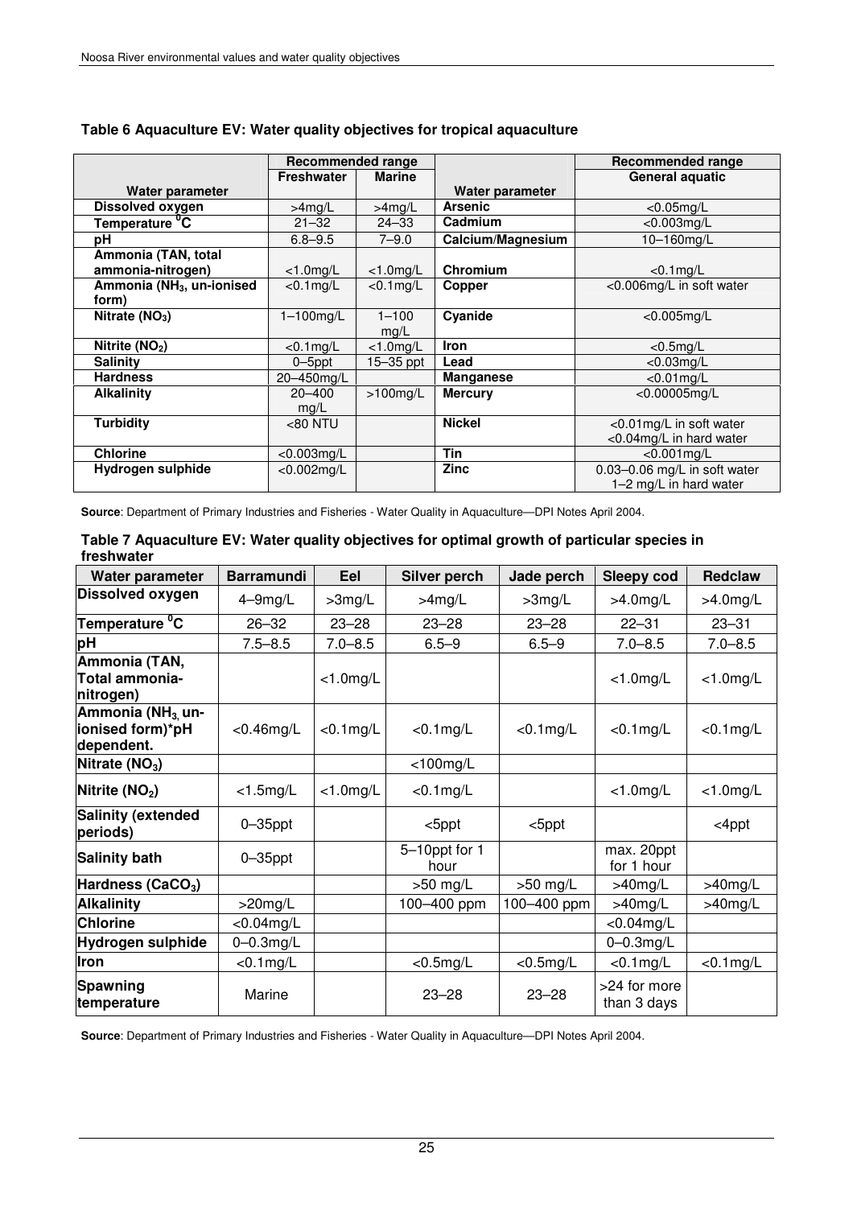**Table 6 Aquaculture EV: Water quality objectives for tropical aquaculture**

| | Recommended range | | | Recommended range |
|---|---|---|---|---|
| **Water parameter** | **Freshwater** | **Marine** | **Water parameter** | **General aquatic** |
| **Dissolved oxygen** | >4mg/L | >4mg/L | **Arsenic** | <0.05mg/L |
| **Temperature $^{0}$C** | 21–32 | 24–33 | **Cadmium** | <0.003mg/L |
| **pH** | 6.8–9.5 | 7–9.0 | **Calcium/Magnesium** | 10–160mg/L |
| **Ammonia (TAN, total ammonia-nitrogen)** | <1.0mg/L | <1.0mg/L | **Chromium** | <0.1mg/L |
| **Ammonia ($NH_3$, un-ionised form)** | <0.1mg/L | <0.1mg/L | **Copper** | <0.006mg/L in soft water |
| **Nitrate ($NO_3$)** | 1–100mg/L | 1–100 mg/L | **Cyanide** | <0.005mg/L |
| **Nitrite ($NO_2$)** | <0.1mg/L | <1.0mg/L | **Iron** | <0.5mg/L |
| **Salinity** | 0–5ppt | 15–35 ppt | **Lead** | <0.03mg/L |
| **Hardness** | 20–450mg/L | | **Manganese** | <0.01mg/L |
| **Alkalinity** | 20–400 mg/L | >100mg/L | **Mercury** | <0.00005mg/L |
| **Turbidity** | <80 NTU | | **Nickel** | <0.01mg/L in soft water <0.04mg/L in hard water |
| **Chlorine** | <0.003mg/L | | **Tin** | <0.001mg/L |
| **Hydrogen sulphide** | <0.002mg/L | | **Zinc** | 0.03–0.06 mg/L in soft water 1–2 mg/L in hard water |

**Source**: Department of Primary Industries and Fisheries - Water Quality in Aquaculture—DPI Notes April 2004.

**Table 7 Aquaculture EV: Water quality objectives for optimal growth of particular species in freshwater**

| Water parameter | Barramundi | Eel | Silver perch | Jade perch | Sleepy cod | Redclaw |
|---|---|---|---|---|---|---|
| **Dissolved oxygen** | 4–9mg/L | >3mg/L | >4mg/L | >3mg/L | >4.0mg/L | >4.0mg/L |
| **Temperature $^{0}$C** | 26–32 | 23–28 | 23–28 | 23–28 | 22–31 | 23–31 |
| **pH** | 7.5–8.5 | 7.0–8.5 | 6.5–9 | 6.5–9 | 7.0–8.5 | 7.0–8.5 |
| **Ammonia (TAN, Total ammonia-nitrogen)** | | <1.0mg/L | | | <1.0mg/L | <1.0mg/L |
| **Ammonia ($NH_3$, un-ionised form)*pH dependent.** | <0.46mg/L | <0.1mg/L | <0.1mg/L | <0.1mg/L | <0.1mg/L | <0.1mg/L |
| **Nitrate ($NO_3$)** | | | <100mg/L | | | |
| **Nitrite ($NO_2$)** | <1.5mg/L | <1.0mg/L | <0.1mg/L | | <1.0mg/L | <1.0mg/L |
| **Salinity (extended periods)** | 0–35ppt | | <5ppt | <5ppt | | <4ppt |
| **Salinity bath** | 0–35ppt | | 5–10ppt for 1 hour | | max. 20ppt for 1 hour | |
| **Hardness ($CaCO_3$)** | | | >50 mg/L | >50 mg/L | >40mg/L | >40mg/L |
| **Alkalinity** | >20mg/L | | 100–400 ppm | 100–400 ppm | >40mg/L | >40mg/L |
| **Chlorine** | <0.04mg/L | | | | <0.04mg/L | |
| **Hydrogen sulphide** | 0–0.3mg/L | | | | 0–0.3mg/L | |
| **Iron** | <0.1mg/L | | <0.5mg/L | <0.5mg/L | <0.1mg/L | <0.1mg/L |
| **Spawning temperature** | Marine | | 23–28 | 23–28 | >24 for more than 3 days | |

**Source**: Department of Primary Industries and Fisheries - Water Quality in Aquaculture—DPI Notes April 2004.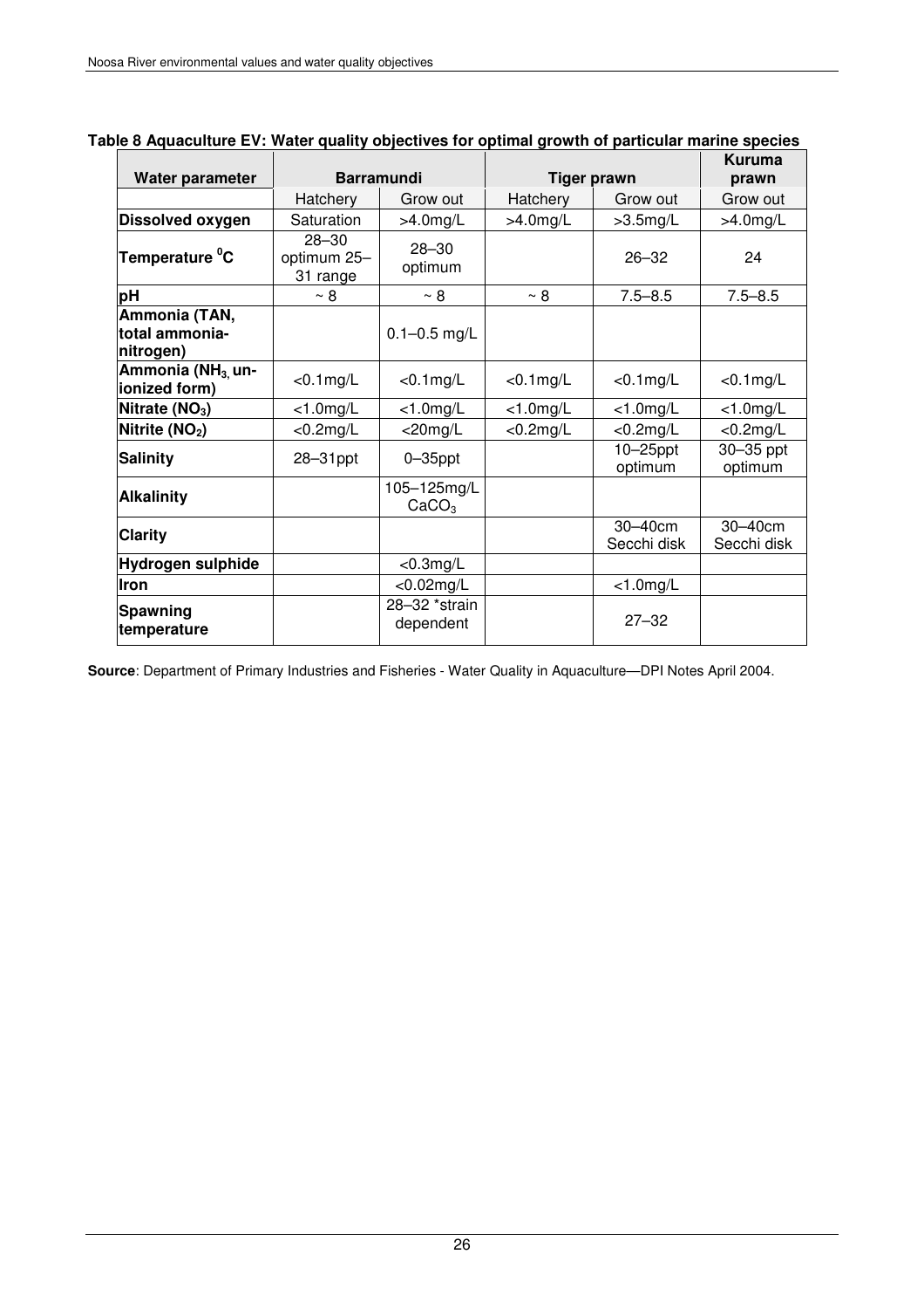**Table 8 Aquaculture EV: Water quality objectives for optimal growth of particular marine species**

| Water parameter | Barramundi | | Tiger prawn | | Kuruma prawn |
|---|---|---|---|---|---|
| | Hatchery | Grow out | Hatchery | Grow out | Grow out |
| **Dissolved oxygen** | Saturation | >4.0mg/L | >4.0mg/L | >3.5mg/L | >4.0mg/L |
| **Temperature $^0$C** | 28–30 optimum 25–31 range | 28–30 optimum | | 26–32 | 24 |
| **pH** | ~ 8 | ~ 8 | ~ 8 | 7.5–8.5 | 7.5–8.5 |
| **Ammonia (TAN, total ammonia-nitrogen)** | | 0.1–0.5 mg/L | | | |
| **Ammonia ($NH_3$, un-ionized form)** | <0.1mg/L | <0.1mg/L | <0.1mg/L | <0.1mg/L | <0.1mg/L |
| **Nitrate ($NO_3$)** | <1.0mg/L | <1.0mg/L | <1.0mg/L | <1.0mg/L | <1.0mg/L |
| **Nitrite ($NO_2$)** | <0.2mg/L | <20mg/L | <0.2mg/L | <0.2mg/L | <0.2mg/L |
| **Salinity** | 28–31ppt | 0–35ppt | | 10–25ppt optimum | 30–35 ppt optimum |
| **Alkalinity** | | 105–125mg/L $CaCO_3$ | | | |
| **Clarity** | | | | 30–40cm Secchi disk | 30–40cm Secchi disk |
| **Hydrogen sulphide** | | <0.3mg/L | | | |
| **Iron** | | <0.02mg/L | | <1.0mg/L | |
| **Spawning temperature** | | 28–32 *strain dependent | | 27–32 | |

**Source**: Department of Primary Industries and Fisheries - Water Quality in Aquaculture—DPI Notes April 2004.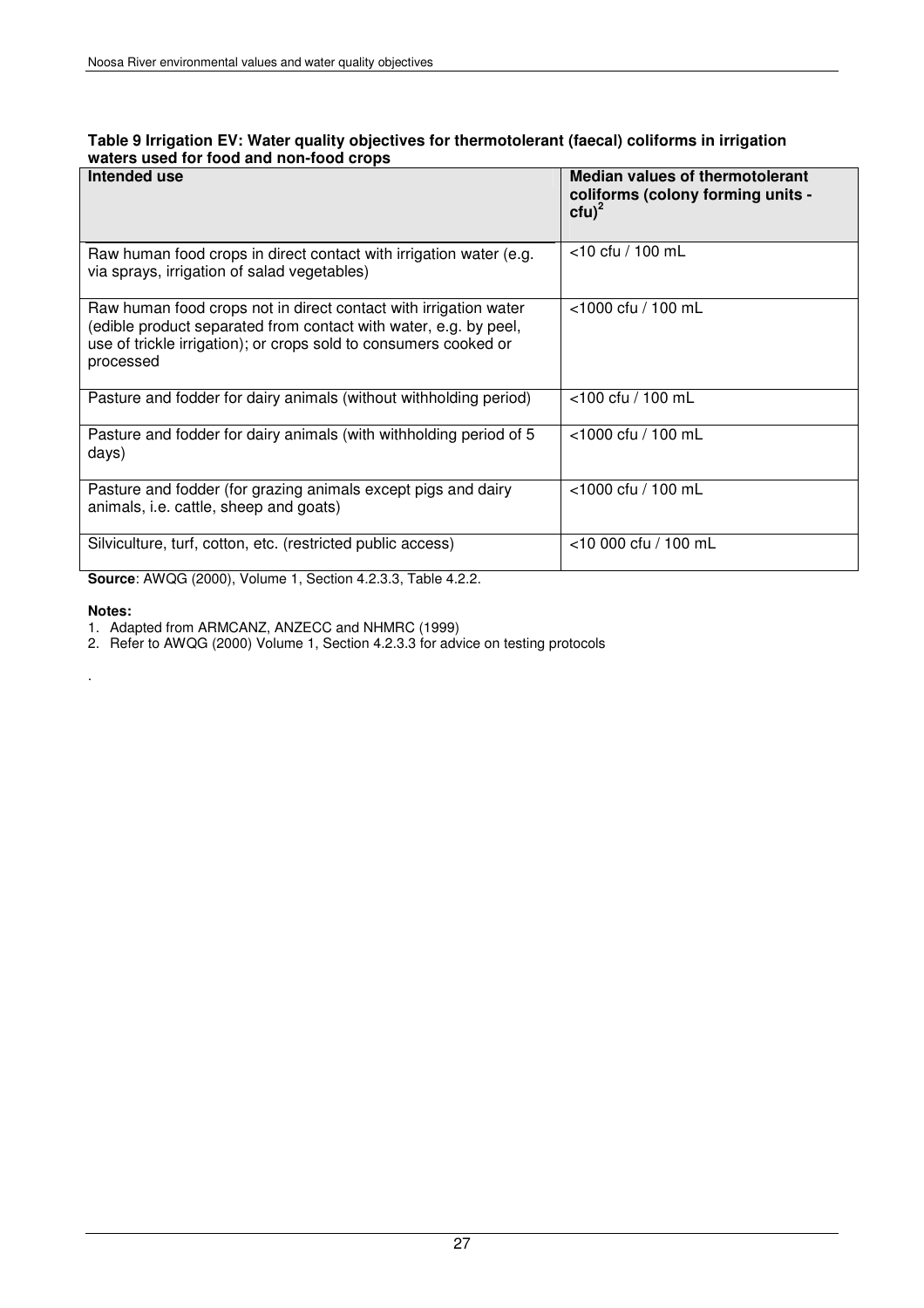**Table 9 Irrigation EV: Water quality objectives for thermotolerant (faecal) coliforms in irrigation waters used for food and non-food crops**

| Intended use | Median values of thermotolerant coliforms (colony forming units - cfu)[2] |
|---|---|
| Raw human food crops in direct contact with irrigation water (e.g. via sprays, irrigation of salad vegetables) | <10 cfu / 100 mL |
| Raw human food crops not in direct contact with irrigation water (edible product separated from contact with water, e.g. by peel, use of trickle irrigation); or crops sold to consumers cooked or processed | <1000 cfu / 100 mL |
| Pasture and fodder for dairy animals (without withholding period) | <100 cfu / 100 mL |
| Pasture and fodder for dairy animals (with withholding period of 5 days) | <1000 cfu / 100 mL |
| Pasture and fodder (for grazing animals except pigs and dairy animals, i.e. cattle, sheep and goats) | <1000 cfu / 100 mL |
| Silviculture, turf, cotton, etc. (restricted public access) | <10 000 cfu / 100 mL |

**Source**: AWQG (2000), Volume 1, Section 4.2.3.3, Table 4.2.2.

**Notes:**

1. Adapted from ARMCANZ, ANZECC and NHMRC (1999)
2. Refer to AWQG (2000) Volume 1, Section 4.2.3.3 for advice on testing protocols

.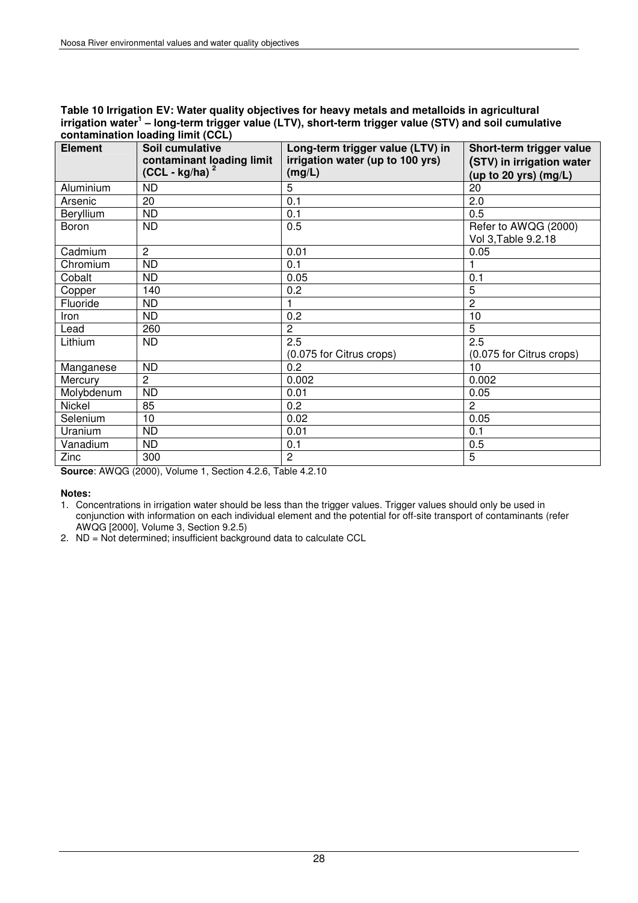**Table 10 Irrigation EV: Water quality objectives for heavy metals and metalloids in agricultural irrigation water[1] – long-term trigger value (LTV), short-term trigger value (STV) and soil cumulative contamination loading limit (CCL)**

| Element | Soil cumulative contaminant loading limit (CCL - kg/ha) [2] | Long-term trigger value (LTV) in irrigation water (up to 100 yrs) (mg/L) | Short-term trigger value (STV) in irrigation water (up to 20 yrs) (mg/L) |
|---|---|---|---|
| Aluminium | ND | 5 | 20 |
| Arsenic | 20 | 0.1 | 2.0 |
| Beryllium | ND | 0.1 | 0.5 |
| Boron | ND | 0.5 | Refer to AWQG (2000) Vol 3,Table 9.2.18 |
| Cadmium | 2 | 0.01 | 0.05 |
| Chromium | ND | 0.1 | 1 |
| Cobalt | ND | 0.05 | 0.1 |
| Copper | 140 | 0.2 | 5 |
| Fluoride | ND | 1 | 2 |
| Iron | ND | 0.2 | 10 |
| Lead | 260 | 2 | 5 |
| Lithium | ND | 2.5 (0.075 for Citrus crops) | 2.5 (0.075 for Citrus crops) |
| Manganese | ND | 0.2 | 10 |
| Mercury | 2 | 0.002 | 0.002 |
| Molybdenum | ND | 0.01 | 0.05 |
| Nickel | 85 | 0.2 | 2 |
| Selenium | 10 | 0.02 | 0.05 |
| Uranium | ND | 0.01 | 0.1 |
| Vanadium | ND | 0.1 | 0.5 |
| Zinc | 300 | 2 | 5 |

**Source**: AWQG (2000), Volume 1, Section 4.2.6, Table 4.2.10

**Notes:**

1. Concentrations in irrigation water should be less than the trigger values. Trigger values should only be used in conjunction with information on each individual element and the potential for off-site transport of contaminants (refer AWQG [2000], Volume 3, Section 9.2.5)
2. ND = Not determined; insufficient background data to calculate CCL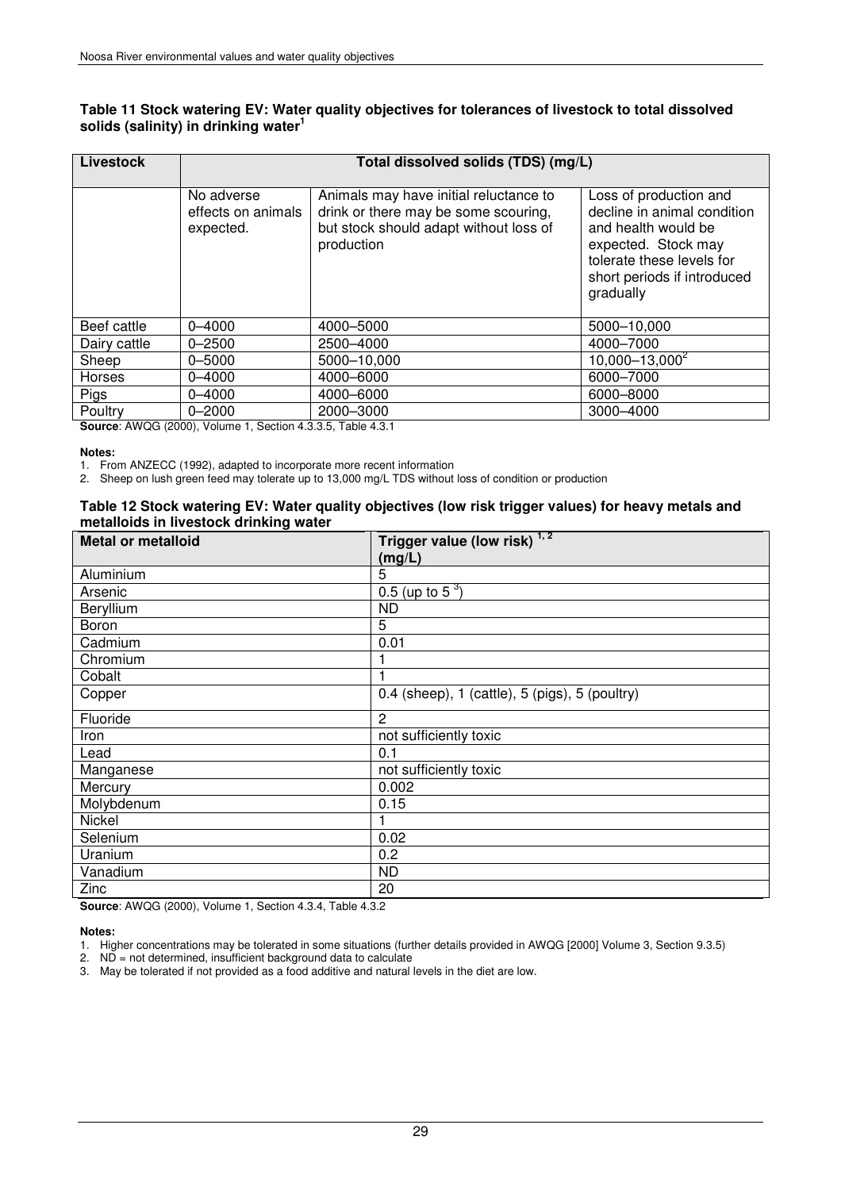**Table 11 Stock watering EV: Water quality objectives for tolerances of livestock to total dissolved solids (salinity) in drinking water[1]**

| Livestock | Total dissolved solids (TDS) (mg/L) | | |
|---|---|---|---|
| | No adverse effects on animals expected. | Animals may have initial reluctance to drink or there may be some scouring, but stock should adapt without loss of production | Loss of production and decline in animal condition and health would be expected. Stock may tolerate these levels for short periods if introduced gradually |
| Beef cattle | 0–4000 | 4000–5000 | 5000–10,000 |
| Dairy cattle | 0–2500 | 2500–4000 | 4000–7000 |
| Sheep | 0–5000 | 5000–10,000 | 10,000–13,000[2] |
| Horses | 0–4000 | 4000–6000 | 6000–7000 |
| Pigs | 0–4000 | 4000–6000 | 6000–8000 |
| Poultry | 0–2000 | 2000–3000 | 3000–4000 |

**Source**: AWQG (2000), Volume 1, Section 4.3.3.5, Table 4.3.1

**Notes:**

1. From ANZECC (1992), adapted to incorporate more recent information
2. Sheep on lush green feed may tolerate up to 13,000 mg/L TDS without loss of condition or production

**Table 12 Stock watering EV: Water quality objectives (low risk trigger values) for heavy metals and metalloids in livestock drinking water**

| Metal or metalloid | Trigger value (low risk) [1, 2] (mg/L) |
|---|---|
| Aluminium | 5 |
| Arsenic | 0.5 (up to 5 [3]) |
| Beryllium | ND |
| Boron | 5 |
| Cadmium | 0.01 |
| Chromium | 1 |
| Cobalt | 1 |
| Copper | 0.4 (sheep), 1 (cattle), 5 (pigs), 5 (poultry) |
| Fluoride | 2 |
| Iron | not sufficiently toxic |
| Lead | 0.1 |
| Manganese | not sufficiently toxic |
| Mercury | 0.002 |
| Molybdenum | 0.15 |
| Nickel | 1 |
| Selenium | 0.02 |
| Uranium | 0.2 |
| Vanadium | ND |
| Zinc | 20 |

**Source**: AWQG (2000), Volume 1, Section 4.3.4, Table 4.3.2

**Notes:**

1. Higher concentrations may be tolerated in some situations (further details provided in AWQG [2000] Volume 3, Section 9.3.5)
2. ND = not determined, insufficient background data to calculate
3. May be tolerated if not provided as a food additive and natural levels in the diet are low.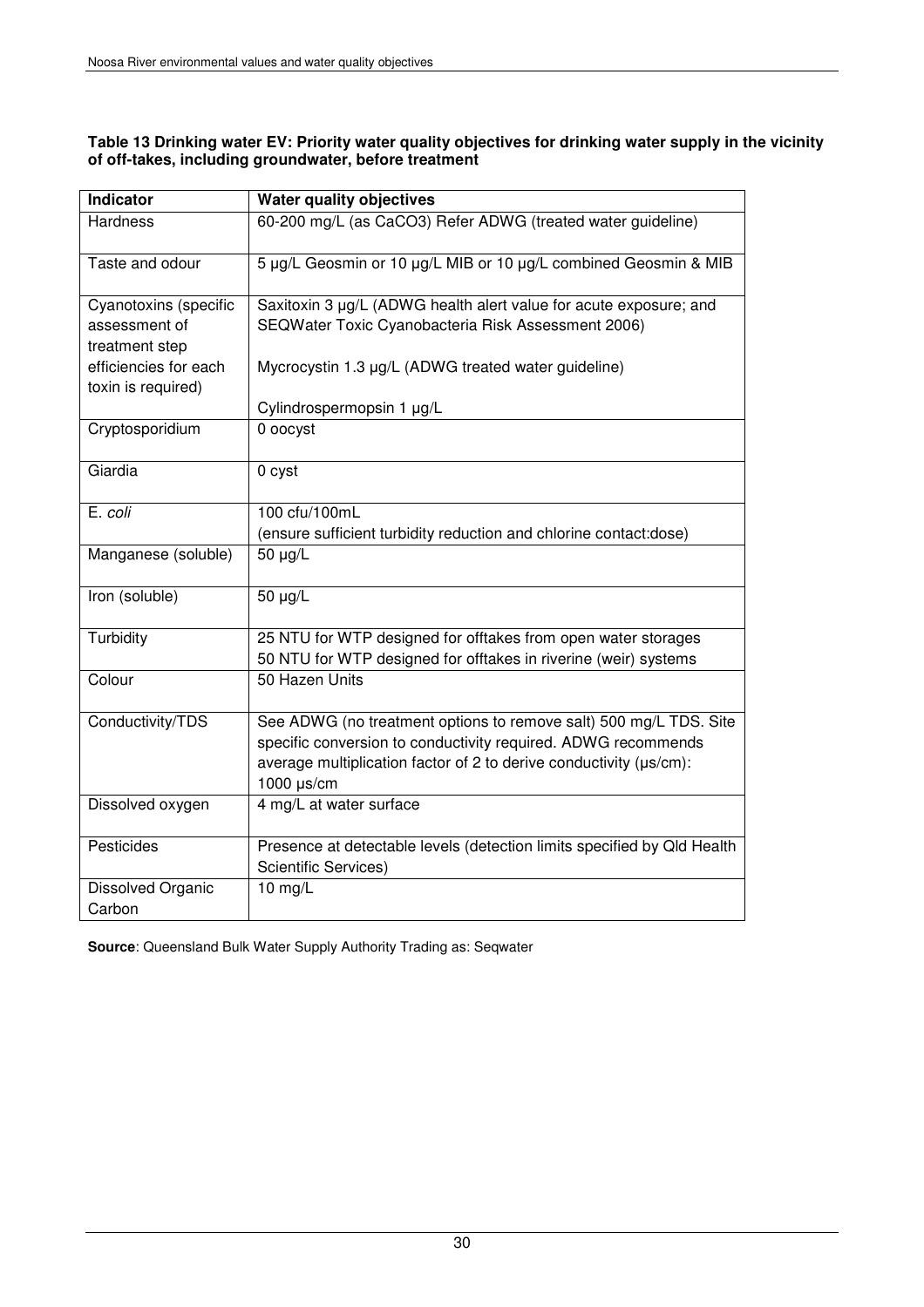**Table 13 Drinking water EV: Priority water quality objectives for drinking water supply in the vicinity of off-takes, including groundwater, before treatment**

| Indicator | Water quality objectives |
|---|---|
| Hardness | 60-200 mg/L (as $CaCO_3$) Refer ADWG (treated water guideline) |
| Taste and odour | 5 µg/L Geosmin or 10 µg/L MIB or 10 µg/L combined Geosmin & MIB |
| Cyanotoxins (specific assessment of treatment step efficiencies for each toxin is required) | Saxitoxin 3 µg/L (ADWG health alert value for acute exposure; and SEQWater Toxic Cyanobacteria Risk Assessment 2006)<br><br>Mycrocystin 1.3 µg/L (ADWG treated water guideline)<br><br>Cylindrospermopsin 1 µg/L |
| Cryptosporidium | 0 oocyst |
| Giardia | 0 cyst |
| *E. coli* | 100 cfu/100mL<br>(ensure sufficient turbidity reduction and chlorine contact:dose) |
| Manganese (soluble) | 50 µg/L |
| Iron (soluble) | 50 µg/L |
| Turbidity | 25 NTU for WTP designed for offtakes from open water storages<br>50 NTU for WTP designed for offtakes in riverine (weir) systems |
| Colour | 50 Hazen Units |
| Conductivity/TDS | See ADWG (no treatment options to remove salt) 500 mg/L TDS. Site specific conversion to conductivity required. ADWG recommends average multiplication factor of 2 to derive conductivity (µs/cm): 1000 µs/cm |
| Dissolved oxygen | 4 mg/L at water surface |
| Pesticides | Presence at detectable levels (detection limits specified by Qld Health Scientific Services) |
| Dissolved Organic Carbon | 10 mg/L |

**Source**: Queensland Bulk Water Supply Authority Trading as: Seqwater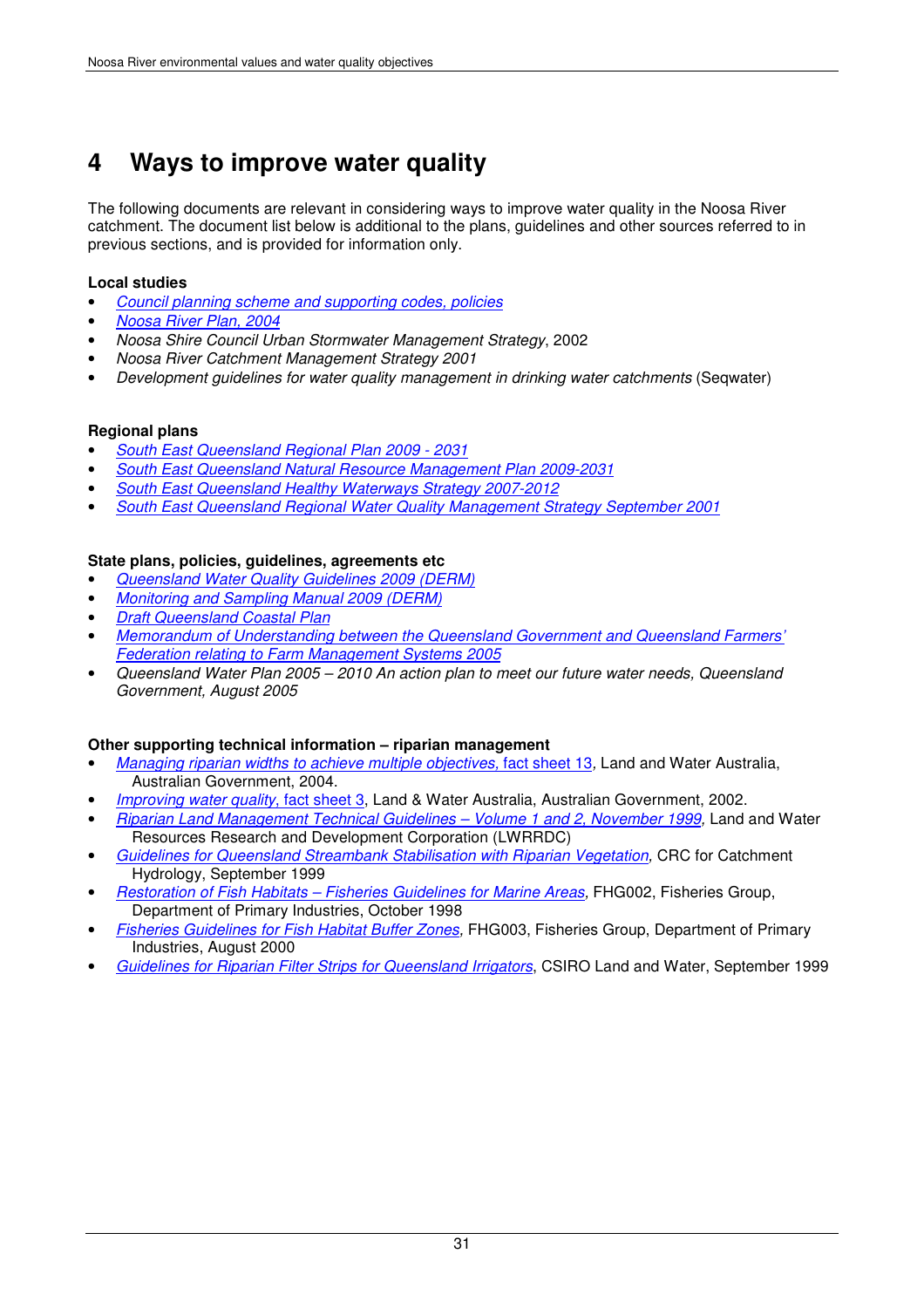# 4 Ways to improve water quality

The following documents are relevant in considering ways to improve water quality in the Noosa River catchment. The document list below is additional to the plans, guidelines and other sources referred to in previous sections, and is provided for information only.

**Local studies**

- *Council planning scheme and supporting codes, policies*
- *Noosa River Plan, 2004*
- *Noosa Shire Council Urban Stormwater Management Strategy*, 2002
- *Noosa River Catchment Management Strategy 2001*
- *Development guidelines for water quality management in drinking water catchments* (Seqwater)

**Regional plans**

- *South East Queensland Regional Plan 2009 - 2031*
- *South East Queensland Natural Resource Management Plan 2009-2031*
- *South East Queensland Healthy Waterways Strategy 2007-2012*
- *South East Queensland Regional Water Quality Management Strategy September 2001*

**State plans, policies, guidelines, agreements etc**

- *Queensland Water Quality Guidelines 2009 (DERM)*
- *Monitoring and Sampling Manual 2009 (DERM)*
- *Draft Queensland Coastal Plan*
- *Memorandum of Understanding between the Queensland Government and Queensland Farmers' Federation relating to Farm Management Systems 2005*
- *Queensland Water Plan 2005 – 2010 An action plan to meet our future water needs, Queensland Government, August 2005*

**Other supporting technical information – riparian management**

- *Managing riparian widths to achieve multiple objectives,* fact sheet 13, Land and Water Australia, Australian Government, 2004.
- *Improving water quality*, fact sheet 3, Land & Water Australia, Australian Government, 2002.
- *Riparian Land Management Technical Guidelines – Volume 1 and 2, November 1999,* Land and Water Resources Research and Development Corporation (LWRRDC)
- *Guidelines for Queensland Streambank Stabilisation with Riparian Vegetation,* CRC for Catchment Hydrology, September 1999
- *Restoration of Fish Habitats – Fisheries Guidelines for Marine Areas,* FHG002, Fisheries Group, Department of Primary Industries, October 1998
- *Fisheries Guidelines for Fish Habitat Buffer Zones*, FHG003, Fisheries Group, Department of Primary Industries, August 2000
- *Guidelines for Riparian Filter Strips for Queensland Irrigators*, CSIRO Land and Water, September 1999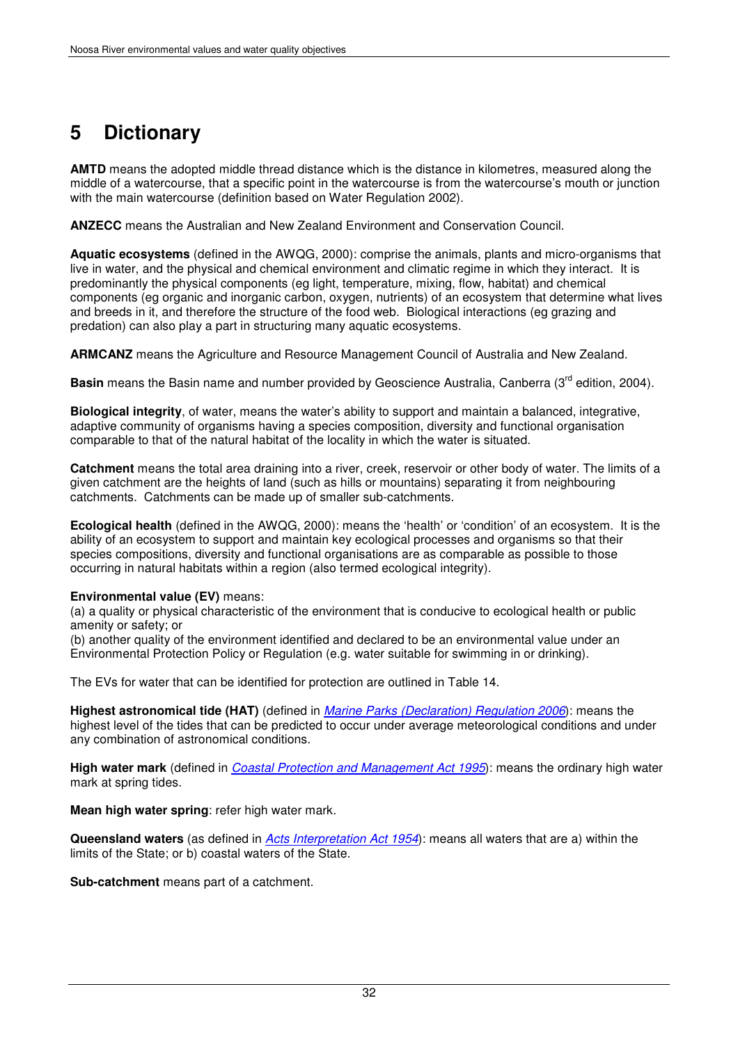# 5 Dictionary

**AMTD** means the adopted middle thread distance which is the distance in kilometres, measured along the middle of a watercourse, that a specific point in the watercourse is from the watercourse's mouth or junction with the main watercourse (definition based on Water Regulation 2002).

**ANZECC** means the Australian and New Zealand Environment and Conservation Council.

**Aquatic ecosystems** (defined in the AWQG, 2000): comprise the animals, plants and micro-organisms that live in water, and the physical and chemical environment and climatic regime in which they interact. It is predominantly the physical components (eg light, temperature, mixing, flow, habitat) and chemical components (eg organic and inorganic carbon, oxygen, nutrients) of an ecosystem that determine what lives and breeds in it, and therefore the structure of the food web. Biological interactions (eg grazing and predation) can also play a part in structuring many aquatic ecosystems.

**ARMCANZ** means the Agriculture and Resource Management Council of Australia and New Zealand.

**Basin** means the Basin name and number provided by Geoscience Australia, Canberra (3rd edition, 2004).

**Biological integrity**, of water, means the water's ability to support and maintain a balanced, integrative, adaptive community of organisms having a species composition, diversity and functional organisation comparable to that of the natural habitat of the locality in which the water is situated.

**Catchment** means the total area draining into a river, creek, reservoir or other body of water. The limits of a given catchment are the heights of land (such as hills or mountains) separating it from neighbouring catchments. Catchments can be made up of smaller sub-catchments.

**Ecological health** (defined in the AWQG, 2000): means the 'health' or 'condition' of an ecosystem. It is the ability of an ecosystem to support and maintain key ecological processes and organisms so that their species compositions, diversity and functional organisations are as comparable as possible to those occurring in natural habitats within a region (also termed ecological integrity).

**Environmental value (EV)** means:
(a) a quality or physical characteristic of the environment that is conducive to ecological health or public amenity or safety; or
(b) another quality of the environment identified and declared to be an environmental value under an Environmental Protection Policy or Regulation (e.g. water suitable for swimming in or drinking).

The EVs for water that can be identified for protection are outlined in Table 14.

**Highest astronomical tide (HAT)** (defined in *Marine Parks (Declaration) Regulation 2006*): means the highest level of the tides that can be predicted to occur under average meteorological conditions and under any combination of astronomical conditions.

**High water mark** (defined in *Coastal Protection and Management Act 1995*): means the ordinary high water mark at spring tides.

**Mean high water spring**: refer high water mark.

**Queensland waters** (as defined in *Acts Interpretation Act 1954*): means all waters that are a) within the limits of the State; or b) coastal waters of the State.

**Sub-catchment** means part of a catchment.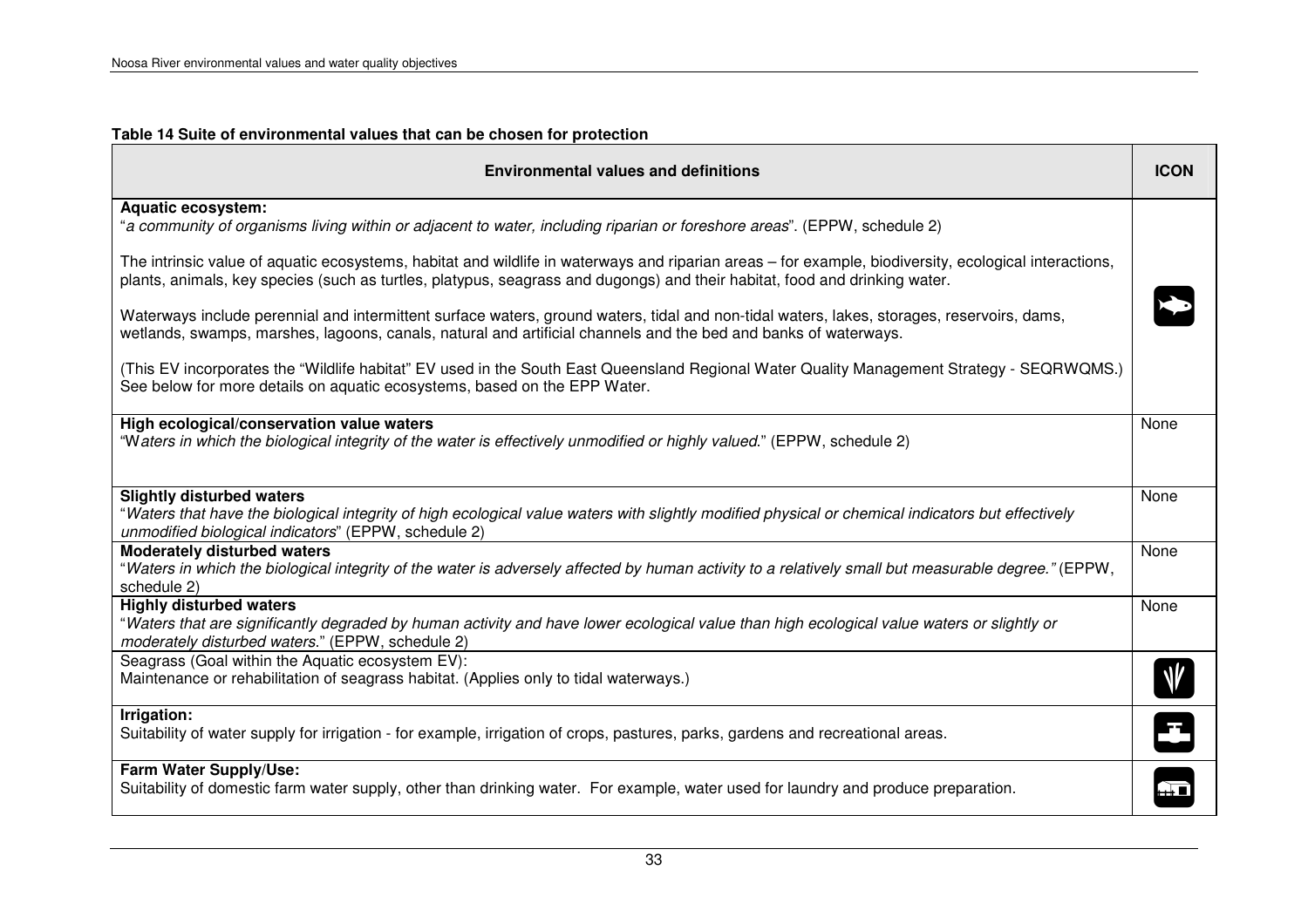**Table 14 Suite of environmental values that can be chosen for protection**

| Environmental values and definitions | ICON |
|---|---|
| **Aquatic ecosystem:**<br>"*a community of organisms living within or adjacent to water, including riparian or foreshore areas*". (EPPW, schedule 2)<br><br>The intrinsic value of aquatic ecosystems, habitat and wildlife in waterways and riparian areas – for example, biodiversity, ecological interactions, plants, animals, key species (such as turtles, platypus, seagrass and dugongs) and their habitat, food and drinking water.<br><br>Waterways include perennial and intermittent surface waters, ground waters, tidal and non-tidal waters, lakes, storages, reservoirs, dams, wetlands, swamps, marshes, lagoons, canals, natural and artificial channels and the bed and banks of waterways.<br><br>(This EV incorporates the "Wildlife habitat" EV used in the South East Queensland Regional Water Quality Management Strategy - SEQRWQMS.) See below for more details on aquatic ecosystems, based on the EPP Water. | |
| **High ecological/conservation value waters**<br>"W*aters in which the biological integrity of the water is effectively unmodified or highly valued.*" (EPPW, schedule 2) | None |
| **Slightly disturbed waters**<br>"*Waters that have the biological integrity of high ecological value waters with slightly modified physical or chemical indicators but effectively unmodified biological indicators*" (EPPW, schedule 2) | None |
| **Moderately disturbed waters**<br>"*Waters in which the biological integrity of the water is adversely affected by human activity to a relatively small but measurable degree."* (EPPW, schedule 2) | None |
| **Highly disturbed waters**<br>"*Waters that are significantly degraded by human activity and have lower ecological value than high ecological value waters or slightly or moderately disturbed waters.*" (EPPW, schedule 2) | None |
| Seagrass (Goal within the Aquatic ecosystem EV):<br>Maintenance or rehabilitation of seagrass habitat. (Applies only to tidal waterways.) | |
| **Irrigation:**<br>Suitability of water supply for irrigation - for example, irrigation of crops, pastures, parks, gardens and recreational areas. | |
| **Farm Water Supply/Use:**<br>Suitability of domestic farm water supply, other than drinking water. For example, water used for laundry and produce preparation. | |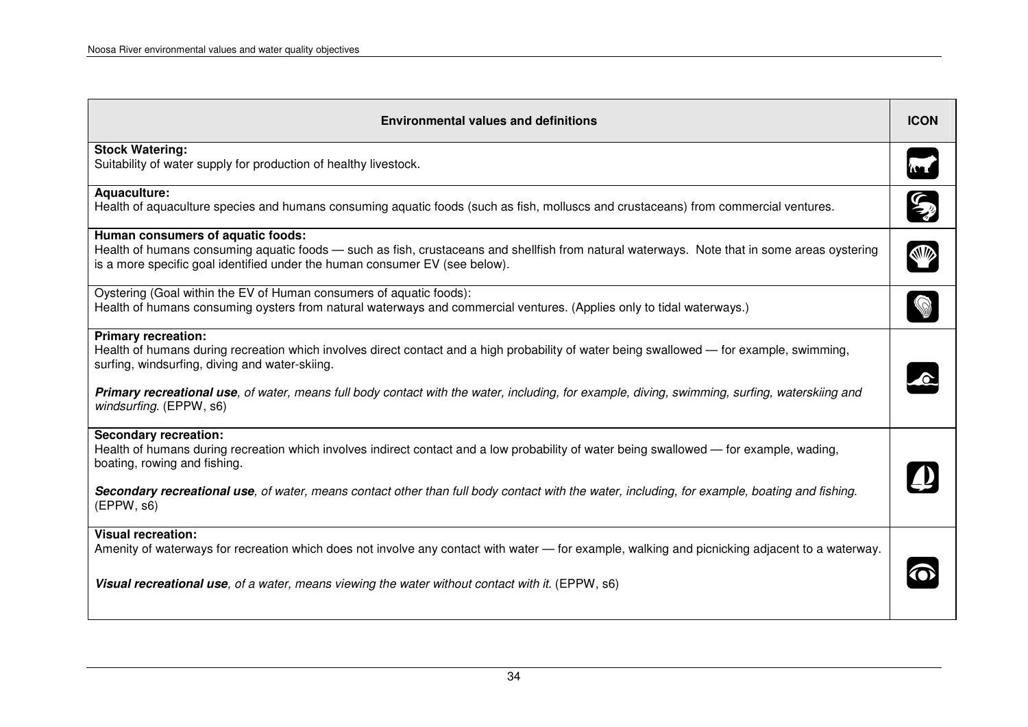| Environmental values and definitions | ICON |
|---|---|
| **Stock Watering:**<br>Suitability of water supply for production of healthy livestock. | |
| **Aquaculture:**<br>Health of aquaculture species and humans consuming aquatic foods (such as fish, molluscs and crustaceans) from commercial ventures. | |
| **Human consumers of aquatic foods:**<br>Health of humans consuming aquatic foods — such as fish, crustaceans and shellfish from natural waterways. Note that in some areas oystering is a more specific goal identified under the human consumer EV (see below). | |
| Oystering (Goal within the EV of Human consumers of aquatic foods):<br>Health of humans consuming oysters from natural waterways and commercial ventures. (Applies only to tidal waterways.) | |
| **Primary recreation:**<br>Health of humans during recreation which involves direct contact and a high probability of water being swallowed — for example, swimming, surfing, windsurfing, diving and water-skiing.<br><br>***Primary recreational use****, of water, means full body contact with the water, including, for example, diving, swimming, surfing, waterskiing and windsurfing.* (EPPW, s6) | |
| **Secondary recreation:**<br>Health of humans during recreation which involves indirect contact and a low probability of water being swallowed — for example, wading, boating, rowing and fishing.<br><br>***Secondary recreational use****, of water, means contact other than full body contact with the water, including, for example, boating and fishing.* (EPPW, s6) | |
| **Visual recreation:**<br>Amenity of waterways for recreation which does not involve any contact with water — for example, walking and picnicking adjacent to a waterway.<br><br>***Visual recreational use****, of a water, means viewing the water without contact with it.* (EPPW, s6) | |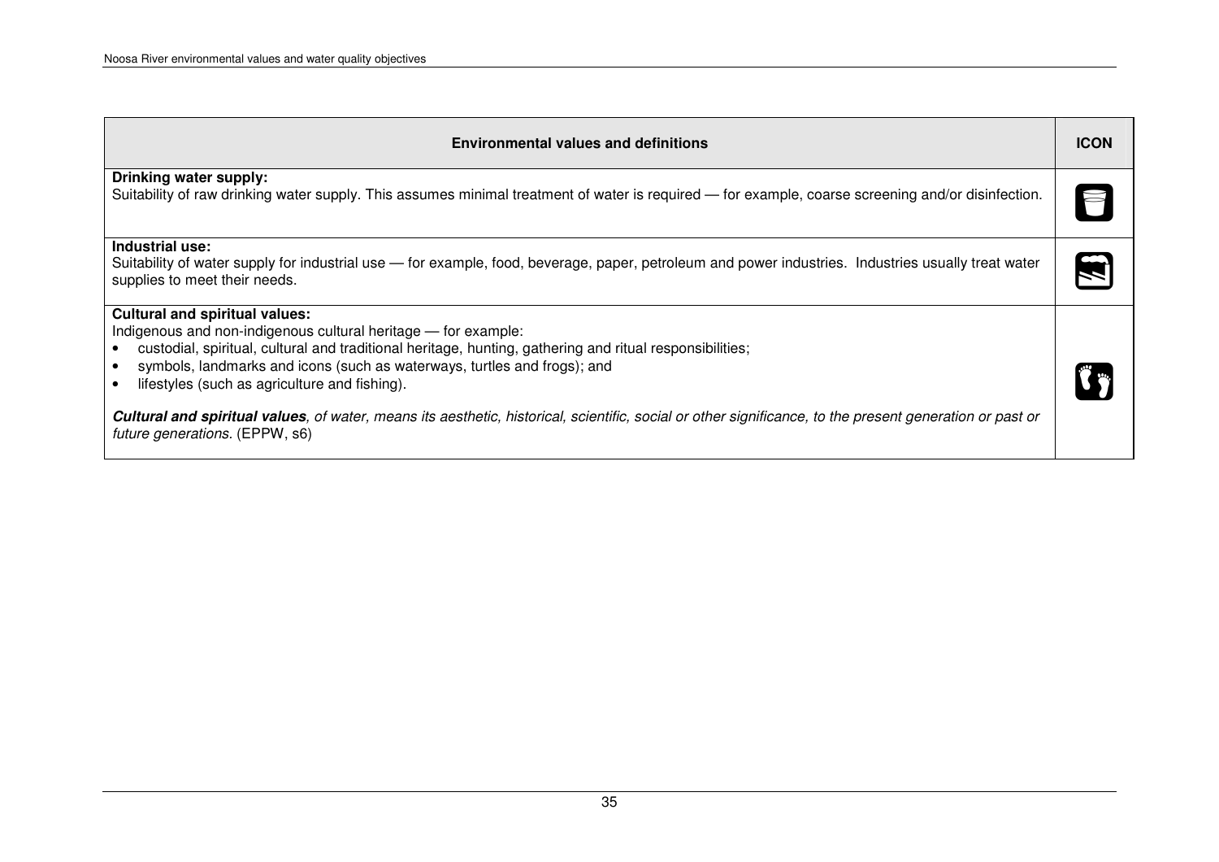| Environmental values and definitions | ICON |
| --- | --- |
| **Drinking water supply:**<br>Suitability of raw drinking water supply. This assumes minimal treatment of water is required — for example, coarse screening and/or disinfection. | |
| **Industrial use:**<br>Suitability of water supply for industrial use — for example, food, beverage, paper, petroleum and power industries. Industries usually treat water supplies to meet their needs. | |
| **Cultural and spiritual values:**<br>Indigenous and non-indigenous cultural heritage — for example:<br>• custodial, spiritual, cultural and traditional heritage, hunting, gathering and ritual responsibilities;<br>• symbols, landmarks and icons (such as waterways, turtles and frogs); and<br>• lifestyles (such as agriculture and fishing).<br><br>***Cultural and spiritual values****, of water, means its aesthetic, historical, scientific, social or other significance, to the present generation or past or future generations.* (EPPW, s6) | |